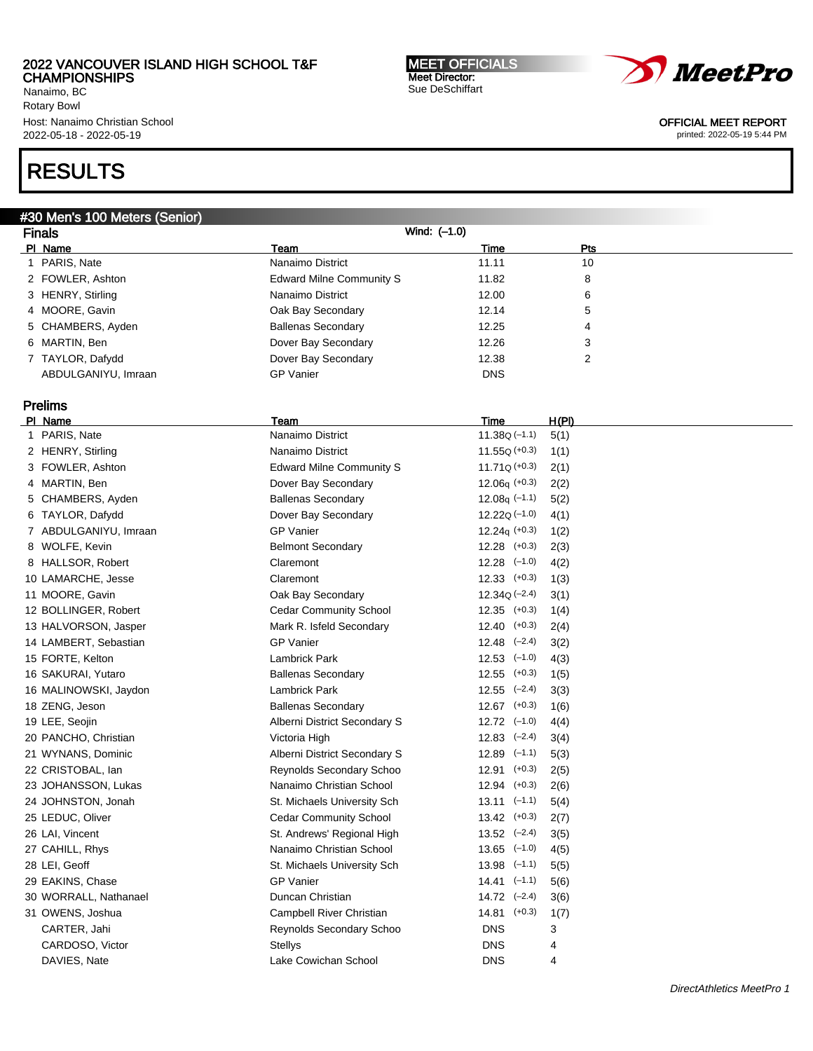2022 VANCOUVER ISLAND HIGH SCHOOL T&F CHAMPIONSHIPS
Nanaimo, BC
Rotary Bowl
Host: Nanaimo Christian School
2022-05-18 - 2022-05-19

**MEET OFFICIALS**
Meet Director:
Sue DeSchiffart

OFFICIAL MEET REPORT
printed: 2022-05-19 5:44 PM

# RESULTS

## #30 Men's 100 Meters (Senior)

### Finals

Wind: (-1.0)

| Pl | Name | Team | Time | Pts |
|---|---|---|---|---|
| 1 | PARIS, Nate | Nanaimo District | 11.11 | 10 |
| 2 | FOWLER, Ashton | Edward Milne Community S | 11.82 | 8 |
| 3 | HENRY, Stirling | Nanaimo District | 12.00 | 6 |
| 4 | MOORE, Gavin | Oak Bay Secondary | 12.14 | 5 |
| 5 | CHAMBERS, Ayden | Ballenas Secondary | 12.25 | 4 |
| 6 | MARTIN, Ben | Dover Bay Secondary | 12.26 | 3 |
| 7 | TAYLOR, Dafydd | Dover Bay Secondary | 12.38 | 2 |
| | ABDULGANIYU, Imraan | GP Vanier | DNS | |

### Prelims

| Pl | Name | Team | Time | H(Pl) |
|---|---|---|---|---|
| 1 | PARIS, Nate | Nanaimo District | 11.38Q (-1.1) | 5(1) |
| 2 | HENRY, Stirling | Nanaimo District | 11.55Q (+0.3) | 1(1) |
| 3 | FOWLER, Ashton | Edward Milne Community S | 11.71Q (+0.3) | 2(1) |
| 4 | MARTIN, Ben | Dover Bay Secondary | 12.06q (+0.3) | 2(2) |
| 5 | CHAMBERS, Ayden | Ballenas Secondary | 12.08q (-1.1) | 5(2) |
| 6 | TAYLOR, Dafydd | Dover Bay Secondary | 12.22Q (-1.0) | 4(1) |
| 7 | ABDULGANIYU, Imraan | GP Vanier | 12.24q (+0.3) | 1(2) |
| 8 | WOLFE, Kevin | Belmont Secondary | 12.28 (+0.3) | 2(3) |
| 8 | HALLSOR, Robert | Claremont | 12.28 (-1.0) | 4(2) |
| 10 | LAMARCHE, Jesse | Claremont | 12.33 (+0.3) | 1(3) |
| 11 | MOORE, Gavin | Oak Bay Secondary | 12.34Q (-2.4) | 3(1) |
| 12 | BOLLINGER, Robert | Cedar Community School | 12.35 (+0.3) | 1(4) |
| 13 | HALVORSON, Jasper | Mark R. Isfeld Secondary | 12.40 (+0.3) | 2(4) |
| 14 | LAMBERT, Sebastian | GP Vanier | 12.48 (-2.4) | 3(2) |
| 15 | FORTE, Kelton | Lambrick Park | 12.53 (-1.0) | 4(3) |
| 16 | SAKURAI, Yutaro | Ballenas Secondary | 12.55 (+0.3) | 1(5) |
| 16 | MALINOWSKI, Jaydon | Lambrick Park | 12.55 (-2.4) | 3(3) |
| 18 | ZENG, Jeson | Ballenas Secondary | 12.67 (+0.3) | 1(6) |
| 19 | LEE, Seojin | Alberni District Secondary S | 12.72 (-1.0) | 4(4) |
| 20 | PANCHO, Christian | Victoria High | 12.83 (-2.4) | 3(4) |
| 21 | WYNANS, Dominic | Alberni District Secondary S | 12.89 (-1.1) | 5(3) |
| 22 | CRISTOBAL, Ian | Reynolds Secondary Schoo | 12.91 (+0.3) | 2(5) |
| 23 | JOHANSSON, Lukas | Nanaimo Christian School | 12.94 (+0.3) | 2(6) |
| 24 | JOHNSTON, Jonah | St. Michaels University Sch | 13.11 (-1.1) | 5(4) |
| 25 | LEDUC, Oliver | Cedar Community School | 13.42 (+0.3) | 2(7) |
| 26 | LAI, Vincent | St. Andrews' Regional High | 13.52 (-2.4) | 3(5) |
| 27 | CAHILL, Rhys | Nanaimo Christian School | 13.65 (-1.0) | 4(5) |
| 28 | LEI, Geoff | St. Michaels University Sch | 13.98 (-1.1) | 5(5) |
| 29 | EAKINS, Chase | GP Vanier | 14.41 (-1.1) | 5(6) |
| 30 | WORRALL, Nathanael | Duncan Christian | 14.72 (-2.4) | 3(6) |
| 31 | OWENS, Joshua | Campbell River Christian | 14.81 (+0.3) | 1(7) |
| | CARTER, Jahi | Reynolds Secondary Schoo | DNS | 3 |
| | CARDOSO, Victor | Stellys | DNS | 4 |
| | DAVIES, Nate | Lake Cowichan School | DNS | 4 |

*DirectAthletics MeetPro 1*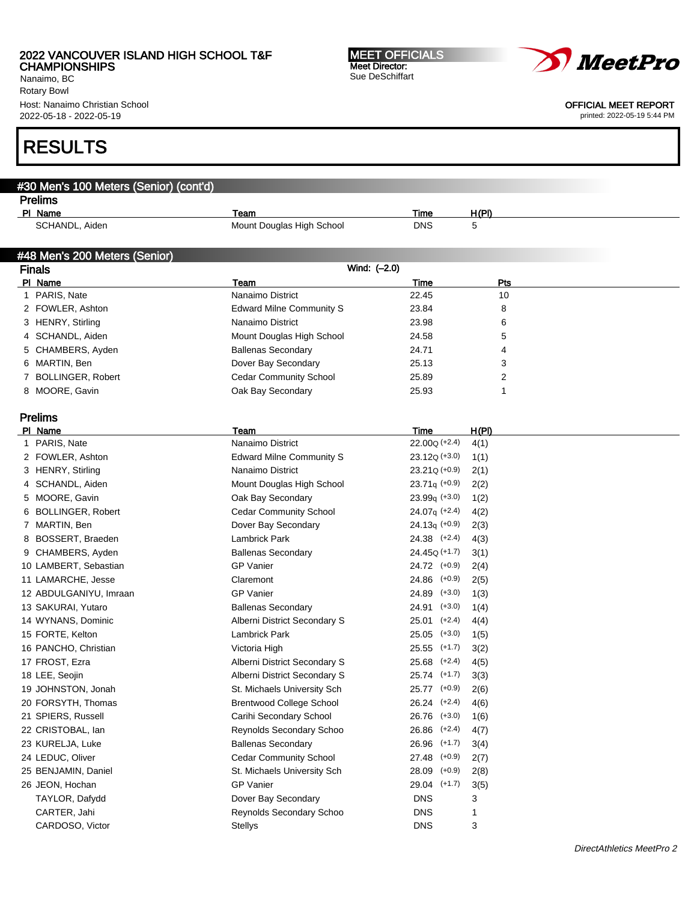## RESULTS

### #30 Men's 100 Meters (Senior) (cont'd)

**Prelims**

| Pl | Name | Team | Time | H(Pl) |
|---|---|---|---|---|
| | SCHANDL, Aiden | Mount Douglas High School | DNS | 5 |

### #48 Men's 200 Meters (Senior)

**Finals** Wind: (–2.0)

| Pl | Name | Team | Time | Pts |
|---|---|---|---|---|
| 1 | PARIS, Nate | Nanaimo District | 22.45 | 10 |
| 2 | FOWLER, Ashton | Edward Milne Community S | 23.84 | 8 |
| 3 | HENRY, Stirling | Nanaimo District | 23.98 | 6 |
| 4 | SCHANDL, Aiden | Mount Douglas High School | 24.58 | 5 |
| 5 | CHAMBERS, Ayden | Ballenas Secondary | 24.71 | 4 |
| 6 | MARTIN, Ben | Dover Bay Secondary | 25.13 | 3 |
| 7 | BOLLINGER, Robert | Cedar Community School | 25.89 | 2 |
| 8 | MOORE, Gavin | Oak Bay Secondary | 25.93 | 1 |

**Prelims**

| Pl | Name | Team | Time | H(Pl) |
|---|---|---|---|---|
| 1 | PARIS, Nate | Nanaimo District | 22.00Q (+2.4) | 4(1) |
| 2 | FOWLER, Ashton | Edward Milne Community S | 23.12Q (+3.0) | 1(1) |
| 3 | HENRY, Stirling | Nanaimo District | 23.21Q (+0.9) | 2(1) |
| 4 | SCHANDL, Aiden | Mount Douglas High School | 23.71q (+0.9) | 2(2) |
| 5 | MOORE, Gavin | Oak Bay Secondary | 23.99q (+3.0) | 1(2) |
| 6 | BOLLINGER, Robert | Cedar Community School | 24.07q (+2.4) | 4(2) |
| 7 | MARTIN, Ben | Dover Bay Secondary | 24.13q (+0.9) | 2(3) |
| 8 | BOSSERT, Braeden | Lambrick Park | 24.38 (+2.4) | 4(3) |
| 9 | CHAMBERS, Ayden | Ballenas Secondary | 24.45Q (+1.7) | 3(1) |
| 10 | LAMBERT, Sebastian | GP Vanier | 24.72 (+0.9) | 2(4) |
| 11 | LAMARCHE, Jesse | Claremont | 24.86 (+0.9) | 2(5) |
| 12 | ABDULGANIYU, Imraan | GP Vanier | 24.89 (+3.0) | 1(3) |
| 13 | SAKURAI, Yutaro | Ballenas Secondary | 24.91 (+3.0) | 1(4) |
| 14 | WYNANS, Dominic | Alberni District Secondary S | 25.01 (+2.4) | 4(4) |
| 15 | FORTE, Kelton | Lambrick Park | 25.05 (+3.0) | 1(5) |
| 16 | PANCHO, Christian | Victoria High | 25.55 (+1.7) | 3(2) |
| 17 | FROST, Ezra | Alberni District Secondary S | 25.68 (+2.4) | 4(5) |
| 18 | LEE, Seojin | Alberni District Secondary S | 25.74 (+1.7) | 3(3) |
| 19 | JOHNSTON, Jonah | St. Michaels University Sch | 25.77 (+0.9) | 2(6) |
| 20 | FORSYTH, Thomas | Brentwood College School | 26.24 (+2.4) | 4(6) |
| 21 | SPIERS, Russell | Carihi Secondary School | 26.76 (+3.0) | 1(6) |
| 22 | CRISTOBAL, Ian | Reynolds Secondary Schoo | 26.86 (+2.4) | 4(7) |
| 23 | KURELJA, Luke | Ballenas Secondary | 26.96 (+1.7) | 3(4) |
| 24 | LEDUC, Oliver | Cedar Community School | 27.48 (+0.9) | 2(7) |
| 25 | BENJAMIN, Daniel | St. Michaels University Sch | 28.09 (+0.9) | 2(8) |
| 26 | JEON, Hochan | GP Vanier | 29.04 (+1.7) | 3(5) |
| | TAYLOR, Dafydd | Dover Bay Secondary | DNS | 3 |
| | CARTER, Jahi | Reynolds Secondary Schoo | DNS | 1 |
| | CARDOSO, Victor | Stellys | DNS | 3 |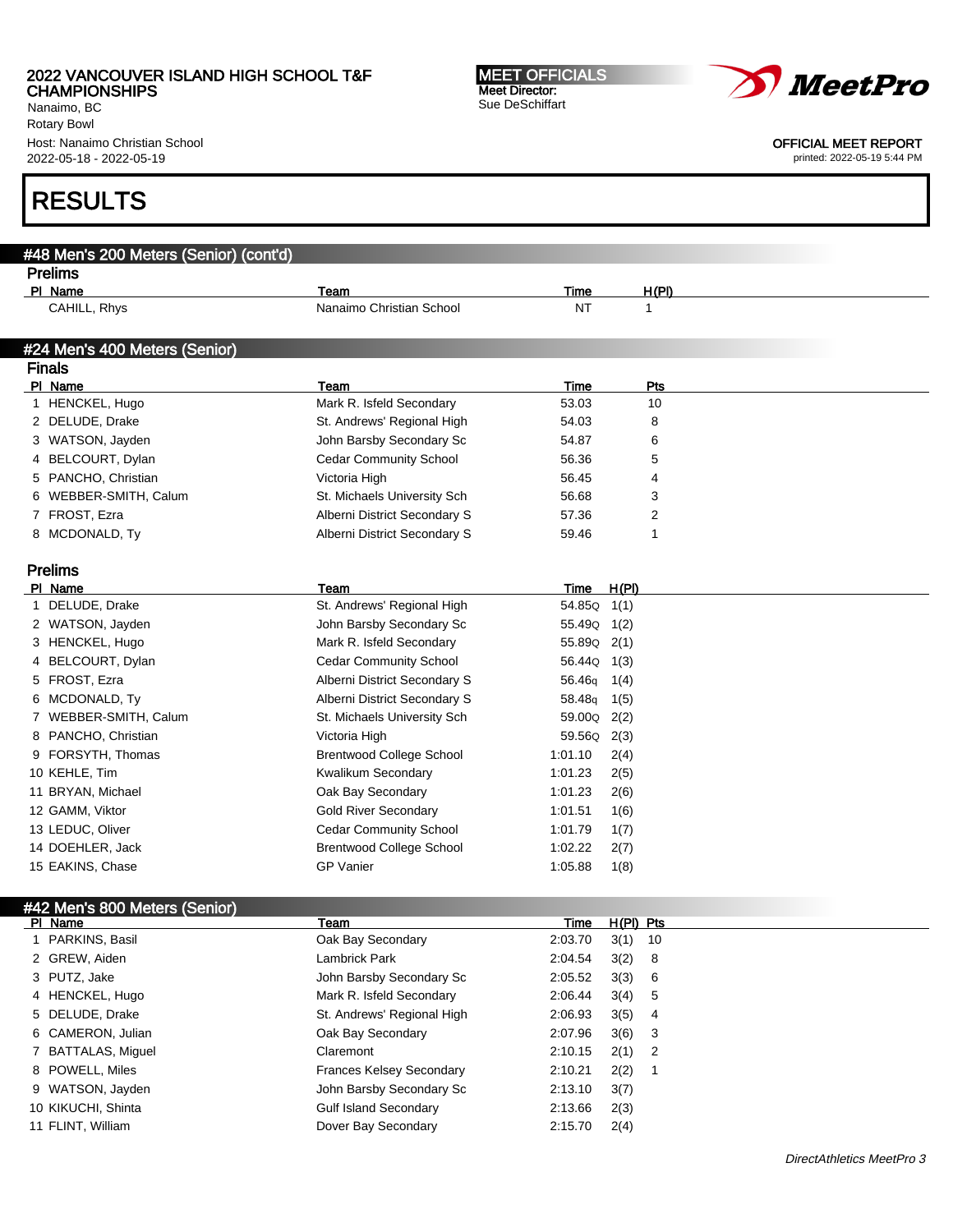# RESULTS

## #48 Men's 200 Meters (Senior) (cont'd)

### Prelims

| Pl | Name | Team | Time | H(Pl) |
|---|---|---|---|---|
| | CAHILL, Rhys | Nanaimo Christian School | NT | 1 |

## #24 Men's 400 Meters (Senior)

### Finals

| Pl | Name | Team | Time | Pts |
|---|---|---|---|---|
| 1 | HENCKEL, Hugo | Mark R. Isfeld Secondary | 53.03 | 10 |
| 2 | DELUDE, Drake | St. Andrews' Regional High | 54.03 | 8 |
| 3 | WATSON, Jayden | John Barsby Secondary Sc | 54.87 | 6 |
| 4 | BELCOURT, Dylan | Cedar Community School | 56.36 | 5 |
| 5 | PANCHO, Christian | Victoria High | 56.45 | 4 |
| 6 | WEBBER-SMITH, Calum | St. Michaels University Sch | 56.68 | 3 |
| 7 | FROST, Ezra | Alberni District Secondary S | 57.36 | 2 |
| 8 | MCDONALD, Ty | Alberni District Secondary S | 59.46 | 1 |

### Prelims

| Pl | Name | Team | Time | H(Pl) |
|---|---|---|---|---|
| 1 | DELUDE, Drake | St. Andrews' Regional High | 54.85Q | 1(1) |
| 2 | WATSON, Jayden | John Barsby Secondary Sc | 55.49Q | 1(2) |
| 3 | HENCKEL, Hugo | Mark R. Isfeld Secondary | 55.89Q | 2(1) |
| 4 | BELCOURT, Dylan | Cedar Community School | 56.44Q | 1(3) |
| 5 | FROST, Ezra | Alberni District Secondary S | 56.46q | 1(4) |
| 6 | MCDONALD, Ty | Alberni District Secondary S | 58.48q | 1(5) |
| 7 | WEBBER-SMITH, Calum | St. Michaels University Sch | 59.00Q | 2(2) |
| 8 | PANCHO, Christian | Victoria High | 59.56Q | 2(3) |
| 9 | FORSYTH, Thomas | Brentwood College School | 1:01.10 | 2(4) |
| 10 | KEHLE, Tim | Kwalikum Secondary | 1:01.23 | 2(5) |
| 11 | BRYAN, Michael | Oak Bay Secondary | 1:01.23 | 2(6) |
| 12 | GAMM, Viktor | Gold River Secondary | 1:01.51 | 1(6) |
| 13 | LEDUC, Oliver | Cedar Community School | 1:01.79 | 1(7) |
| 14 | DOEHLER, Jack | Brentwood College School | 1:02.22 | 2(7) |
| 15 | EAKINS, Chase | GP Vanier | 1:05.88 | 1(8) |

## #42 Men's 800 Meters (Senior)

| Pl | Name | Team | Time | H(Pl) | Pts |
|---|---|---|---|---|---|
| 1 | PARKINS, Basil | Oak Bay Secondary | 2:03.70 | 3(1) | 10 |
| 2 | GREW, Aiden | Lambrick Park | 2:04.54 | 3(2) | 8 |
| 3 | PUTZ, Jake | John Barsby Secondary Sc | 2:05.52 | 3(3) | 6 |
| 4 | HENCKEL, Hugo | Mark R. Isfeld Secondary | 2:06.44 | 3(4) | 5 |
| 5 | DELUDE, Drake | St. Andrews' Regional High | 2:06.93 | 3(5) | 4 |
| 6 | CAMERON, Julian | Oak Bay Secondary | 2:07.96 | 3(6) | 3 |
| 7 | BATTALAS, Miguel | Claremont | 2:10.15 | 2(1) | 2 |
| 8 | POWELL, Miles | Frances Kelsey Secondary | 2:10.21 | 2(2) | 1 |
| 9 | WATSON, Jayden | John Barsby Secondary Sc | 2:13.10 | 3(7) | |
| 10 | KIKUCHI, Shinta | Gulf Island Secondary | 2:13.66 | 2(3) | |
| 11 | FLINT, William | Dover Bay Secondary | 2:15.70 | 2(4) | |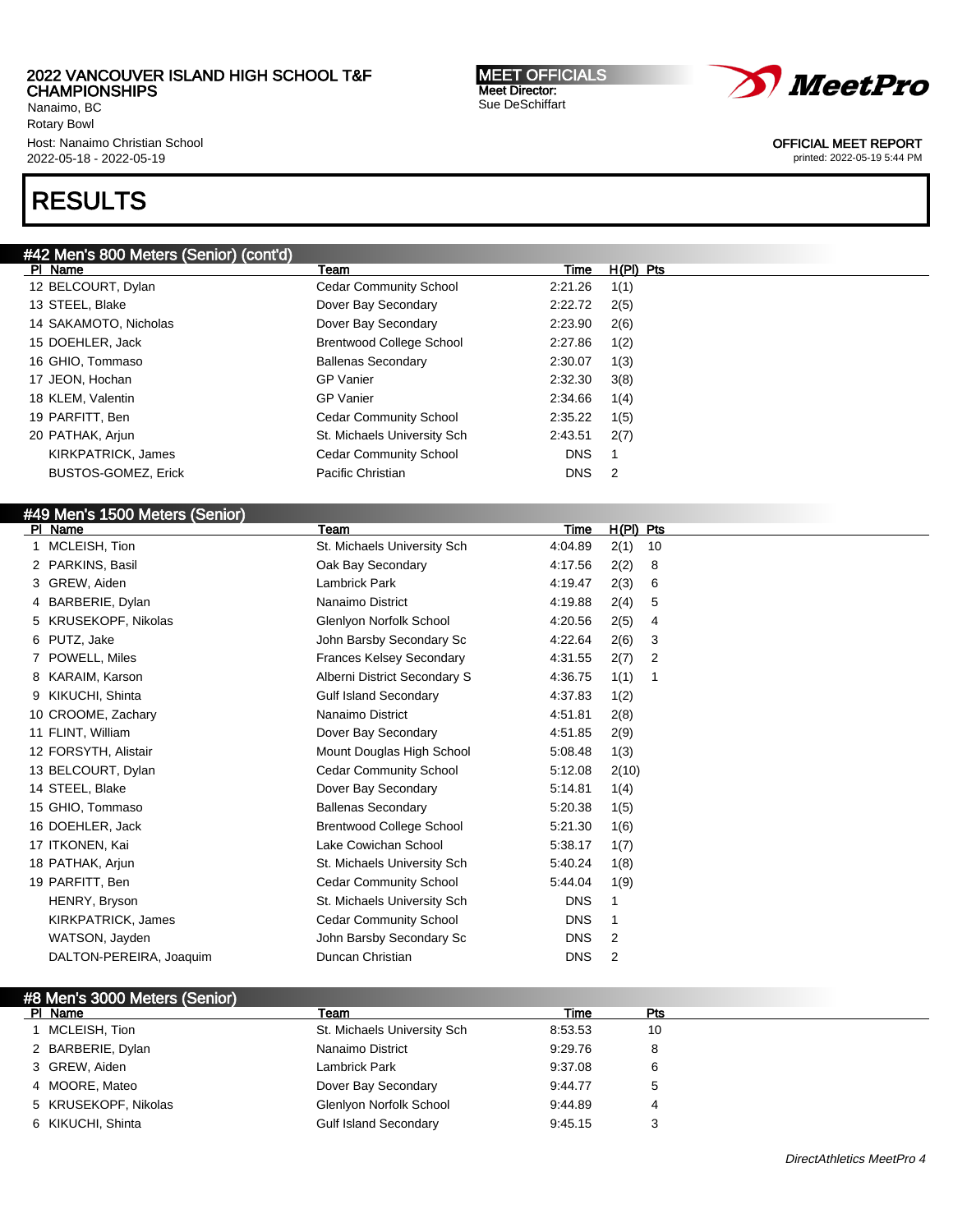2022 VANCOUVER ISLAND HIGH SCHOOL T&F CHAMPIONSHIPS
Nanaimo, BC
Rotary Bowl
Host: Nanaimo Christian School
2022-05-18 - 2022-05-19

MEET OFFICIALS
Meet Director:
Sue DeSchiffart

OFFICIAL MEET REPORT
printed: 2022-05-19 5:44 PM

# RESULTS

## #42 Men's 800 Meters (Senior) (cont'd)

| Pl | Name | Team | Time | H(Pl) | Pts |
|---|---|---|---|---|---|
| 12 | BELCOURT, Dylan | Cedar Community School | 2:21.26 | 1(1) | |
| 13 | STEEL, Blake | Dover Bay Secondary | 2:22.72 | 2(5) | |
| 14 | SAKAMOTO, Nicholas | Dover Bay Secondary | 2:23.90 | 2(6) | |
| 15 | DOEHLER, Jack | Brentwood College School | 2:27.86 | 1(2) | |
| 16 | GHIO, Tommaso | Ballenas Secondary | 2:30.07 | 1(3) | |
| 17 | JEON, Hochan | GP Vanier | 2:32.30 | 3(8) | |
| 18 | KLEM, Valentin | GP Vanier | 2:34.66 | 1(4) | |
| 19 | PARFITT, Ben | Cedar Community School | 2:35.22 | 1(5) | |
| 20 | PATHAK, Arjun | St. Michaels University Sch | 2:43.51 | 2(7) | |
| | KIRKPATRICK, James | Cedar Community School | DNS | 1 | |
| | BUSTOS-GOMEZ, Erick | Pacific Christian | DNS | 2 | |

## #49 Men's 1500 Meters (Senior)

| Pl | Name | Team | Time | H(Pl) | Pts |
|---|---|---|---|---|---|
| 1 | MCLEISH, Tion | St. Michaels University Sch | 4:04.89 | 2(1) | 10 |
| 2 | PARKINS, Basil | Oak Bay Secondary | 4:17.56 | 2(2) | 8 |
| 3 | GREW, Aiden | Lambrick Park | 4:19.47 | 2(3) | 6 |
| 4 | BARBERIE, Dylan | Nanaimo District | 4:19.88 | 2(4) | 5 |
| 5 | KRUSEKOPF, Nikolas | Glenlyon Norfolk School | 4:20.56 | 2(5) | 4 |
| 6 | PUTZ, Jake | John Barsby Secondary Sc | 4:22.64 | 2(6) | 3 |
| 7 | POWELL, Miles | Frances Kelsey Secondary | 4:31.55 | 2(7) | 2 |
| 8 | KARAIM, Karson | Alberni District Secondary S | 4:36.75 | 1(1) | 1 |
| 9 | KIKUCHI, Shinta | Gulf Island Secondary | 4:37.83 | 1(2) | |
| 10 | CROOME, Zachary | Nanaimo District | 4:51.81 | 2(8) | |
| 11 | FLINT, William | Dover Bay Secondary | 4:51.85 | 2(9) | |
| 12 | FORSYTH, Alistair | Mount Douglas High School | 5:08.48 | 1(3) | |
| 13 | BELCOURT, Dylan | Cedar Community School | 5:12.08 | 2(10) | |
| 14 | STEEL, Blake | Dover Bay Secondary | 5:14.81 | 1(4) | |
| 15 | GHIO, Tommaso | Ballenas Secondary | 5:20.38 | 1(5) | |
| 16 | DOEHLER, Jack | Brentwood College School | 5:21.30 | 1(6) | |
| 17 | ITKONEN, Kai | Lake Cowichan School | 5:38.17 | 1(7) | |
| 18 | PATHAK, Arjun | St. Michaels University Sch | 5:40.24 | 1(8) | |
| 19 | PARFITT, Ben | Cedar Community School | 5:44.04 | 1(9) | |
| | HENRY, Bryson | St. Michaels University Sch | DNS | 1 | |
| | KIRKPATRICK, James | Cedar Community School | DNS | 1 | |
| | WATSON, Jayden | John Barsby Secondary Sc | DNS | 2 | |
| | DALTON-PEREIRA, Joaquim | Duncan Christian | DNS | 2 | |

## #8 Men's 3000 Meters (Senior)

| Pl | Name | Team | Time | Pts |
|---|---|---|---|---|
| 1 | MCLEISH, Tion | St. Michaels University Sch | 8:53.53 | 10 |
| 2 | BARBERIE, Dylan | Nanaimo District | 9:29.76 | 8 |
| 3 | GREW, Aiden | Lambrick Park | 9:37.08 | 6 |
| 4 | MOORE, Mateo | Dover Bay Secondary | 9:44.77 | 5 |
| 5 | KRUSEKOPF, Nikolas | Glenlyon Norfolk School | 9:44.89 | 4 |
| 6 | KIKUCHI, Shinta | Gulf Island Secondary | 9:45.15 | 3 |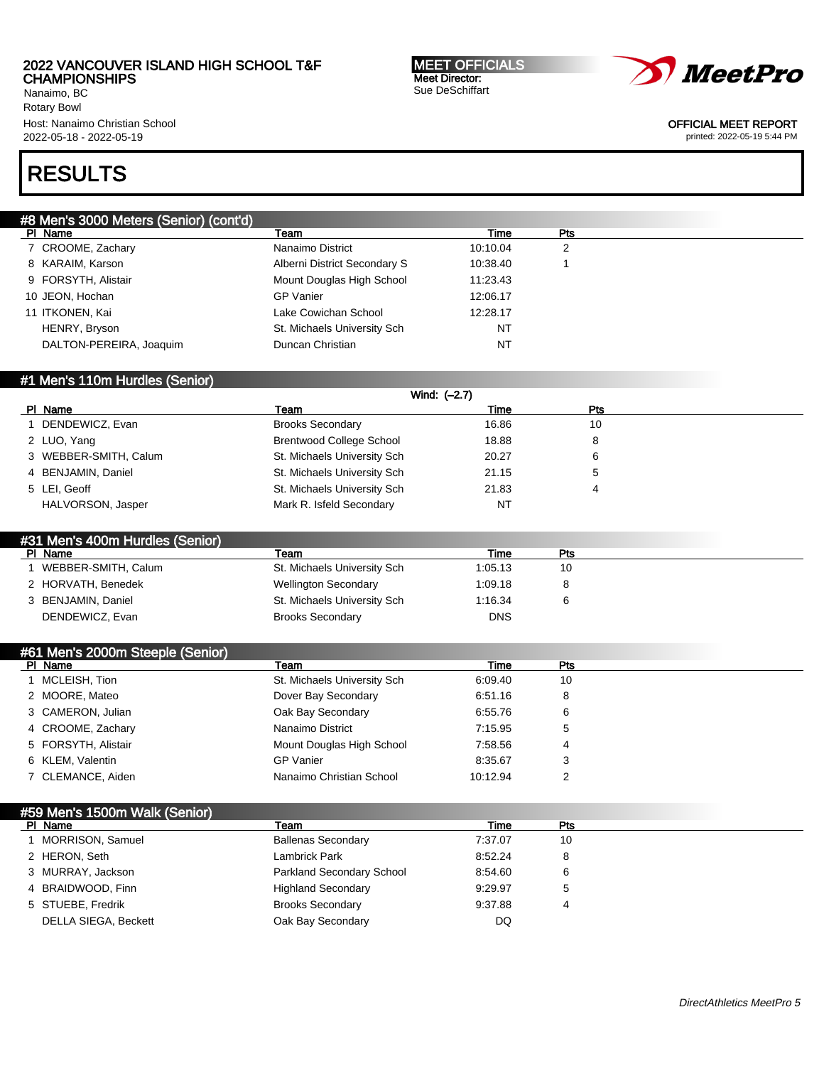# RESULTS

## #8 Men's 3000 Meters (Senior) (cont'd)

| Pl | Name | Team | Time | Pts |
|---|---|---|---|---|
| 7 | CROOME, Zachary | Nanaimo District | 10:10.04 | 2 |
| 8 | KARAIM, Karson | Alberni District Secondary S | 10:38.40 | 1 |
| 9 | FORSYTH, Alistair | Mount Douglas High School | 11:23.43 | |
| 10 | JEON, Hochan | GP Vanier | 12:06.17 | |
| 11 | ITKONEN, Kai | Lake Cowichan School | 12:28.17 | |
| | HENRY, Bryson | St. Michaels University Sch | NT | |
| | DALTON-PEREIRA, Joaquim | Duncan Christian | NT | |

## #1 Men's 110m Hurdles (Senior)

Wind: (–2.7)

| Pl | Name | Team | Time | Pts |
|---|---|---|---|---|
| 1 | DENDEWICZ, Evan | Brooks Secondary | 16.86 | 10 |
| 2 | LUO, Yang | Brentwood College School | 18.88 | 8 |
| 3 | WEBBER-SMITH, Calum | St. Michaels University Sch | 20.27 | 6 |
| 4 | BENJAMIN, Daniel | St. Michaels University Sch | 21.15 | 5 |
| 5 | LEI, Geoff | St. Michaels University Sch | 21.83 | 4 |
| | HALVORSON, Jasper | Mark R. Isfeld Secondary | NT | |

## #31 Men's 400m Hurdles (Senior)

| Pl | Name | Team | Time | Pts |
|---|---|---|---|---|
| 1 | WEBBER-SMITH, Calum | St. Michaels University Sch | 1:05.13 | 10 |
| 2 | HORVATH, Benedek | Wellington Secondary | 1:09.18 | 8 |
| 3 | BENJAMIN, Daniel | St. Michaels University Sch | 1:16.34 | 6 |
| | DENDEWICZ, Evan | Brooks Secondary | DNS | |

## #61 Men's 2000m Steeple (Senior)

| Pl | Name | Team | Time | Pts |
|---|---|---|---|---|
| 1 | MCLEISH, Tion | St. Michaels University Sch | 6:09.40 | 10 |
| 2 | MOORE, Mateo | Dover Bay Secondary | 6:51.16 | 8 |
| 3 | CAMERON, Julian | Oak Bay Secondary | 6:55.76 | 6 |
| 4 | CROOME, Zachary | Nanaimo District | 7:15.95 | 5 |
| 5 | FORSYTH, Alistair | Mount Douglas High School | 7:58.56 | 4 |
| 6 | KLEM, Valentin | GP Vanier | 8:35.67 | 3 |
| 7 | CLEMANCE, Aiden | Nanaimo Christian School | 10:12.94 | 2 |

## #59 Men's 1500m Walk (Senior)

| Pl | Name | Team | Time | Pts |
|---|---|---|---|---|
| 1 | MORRISON, Samuel | Ballenas Secondary | 7:37.07 | 10 |
| 2 | HERON, Seth | Lambrick Park | 8:52.24 | 8 |
| 3 | MURRAY, Jackson | Parkland Secondary School | 8:54.60 | 6 |
| 4 | BRAIDWOOD, Finn | Highland Secondary | 9:29.97 | 5 |
| 5 | STUEBE, Fredrik | Brooks Secondary | 9:37.88 | 4 |
| | DELLA SIEGA, Beckett | Oak Bay Secondary | DQ | |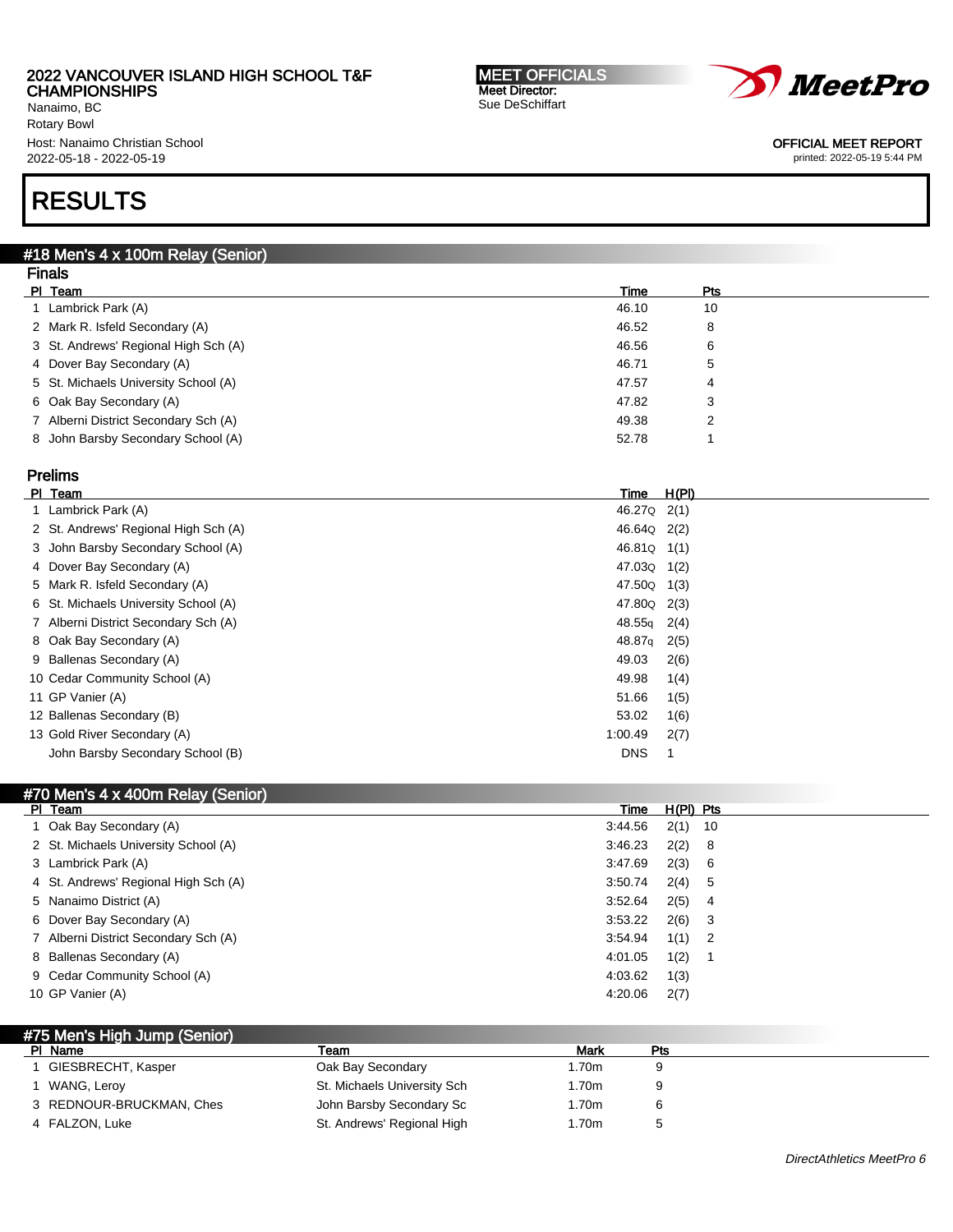2022 VANCOUVER ISLAND HIGH SCHOOL T&F CHAMPIONSHIPS
Nanaimo, BC
Rotary Bowl
Host: Nanaimo Christian School
2022-05-18 - 2022-05-19

**MEET OFFICIALS**
Meet Director:
Sue DeSchiffart

OFFICIAL MEET REPORT
printed: 2022-05-19 5:44 PM

# RESULTS

## #18 Men's 4 x 100m Relay (Senior)

### Finals

| Pl | Team | Time | Pts |
|---|---|---|---|
| 1 | Lambrick Park (A) | 46.10 | 10 |
| 2 | Mark R. Isfeld Secondary (A) | 46.52 | 8 |
| 3 | St. Andrews' Regional High Sch (A) | 46.56 | 6 |
| 4 | Dover Bay Secondary (A) | 46.71 | 5 |
| 5 | St. Michaels University School (A) | 47.57 | 4 |
| 6 | Oak Bay Secondary (A) | 47.82 | 3 |
| 7 | Alberni District Secondary Sch (A) | 49.38 | 2 |
| 8 | John Barsby Secondary School (A) | 52.78 | 1 |

### Prelims

| Pl | Team | Time | H(Pl) |
|---|---|---|---|
| 1 | Lambrick Park (A) | 46.27Q | 2(1) |
| 2 | St. Andrews' Regional High Sch (A) | 46.64Q | 2(2) |
| 3 | John Barsby Secondary School (A) | 46.81Q | 1(1) |
| 4 | Dover Bay Secondary (A) | 47.03Q | 1(2) |
| 5 | Mark R. Isfeld Secondary (A) | 47.50Q | 1(3) |
| 6 | St. Michaels University School (A) | 47.80Q | 2(3) |
| 7 | Alberni District Secondary Sch (A) | 48.55q | 2(4) |
| 8 | Oak Bay Secondary (A) | 48.87q | 2(5) |
| 9 | Ballenas Secondary (A) | 49.03 | 2(6) |
| 10 | Cedar Community School (A) | 49.98 | 1(4) |
| 11 | GP Vanier (A) | 51.66 | 1(5) |
| 12 | Ballenas Secondary (B) | 53.02 | 1(6) |
| 13 | Gold River Secondary (A) | 1:00.49 | 2(7) |
| | John Barsby Secondary School (B) | DNS | 1 |

## #70 Men's 4 x 400m Relay (Senior)

| Pl | Team | Time | H(Pl) | Pts |
|---|---|---|---|---|
| 1 | Oak Bay Secondary (A) | 3:44.56 | 2(1) | 10 |
| 2 | St. Michaels University School (A) | 3:46.23 | 2(2) | 8 |
| 3 | Lambrick Park (A) | 3:47.69 | 2(3) | 6 |
| 4 | St. Andrews' Regional High Sch (A) | 3:50.74 | 2(4) | 5 |
| 5 | Nanaimo District (A) | 3:52.64 | 2(5) | 4 |
| 6 | Dover Bay Secondary (A) | 3:53.22 | 2(6) | 3 |
| 7 | Alberni District Secondary Sch (A) | 3:54.94 | 1(1) | 2 |
| 8 | Ballenas Secondary (A) | 4:01.05 | 1(2) | 1 |
| 9 | Cedar Community School (A) | 4:03.62 | 1(3) | |
| 10 | GP Vanier (A) | 4:20.06 | 2(7) | |

## #75 Men's High Jump (Senior)

| Pl | Name | Team | Mark | Pts |
|---|---|---|---|---|
| 1 | GIESBRECHT, Kasper | Oak Bay Secondary | 1.70m | 9 |
| 1 | WANG, Leroy | St. Michaels University Sch | 1.70m | 9 |
| 3 | REDNOUR-BRUCKMAN, Ches | John Barsby Secondary Sc | 1.70m | 6 |
| 4 | FALZON, Luke | St. Andrews' Regional High | 1.70m | 5 |

*DirectAthletics MeetPro 6*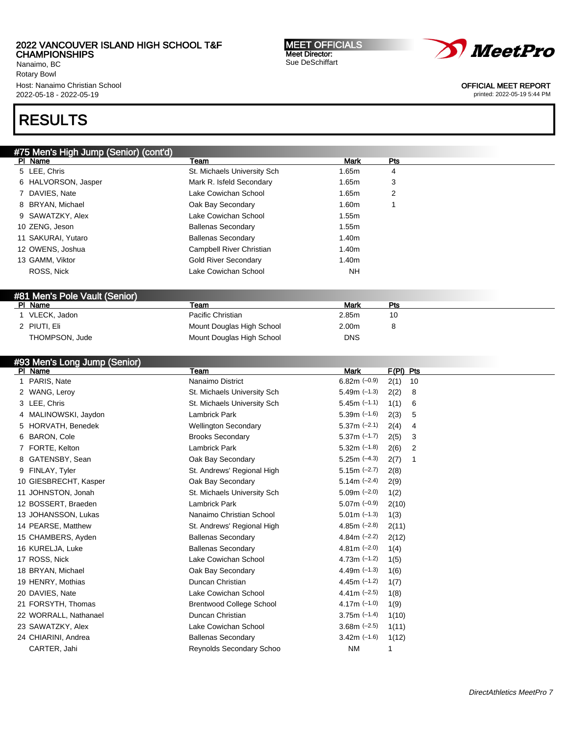# RESULTS

## #75 Men's High Jump (Senior) (cont'd)

| Pl | Name | Team | Mark | Pts |
|---|---|---|---|---|
| 5 | LEE, Chris | St. Michaels University Sch | 1.65m | 4 |
| 6 | HALVORSON, Jasper | Mark R. Isfeld Secondary | 1.65m | 3 |
| 7 | DAVIES, Nate | Lake Cowichan School | 1.65m | 2 |
| 8 | BRYAN, Michael | Oak Bay Secondary | 1.60m | 1 |
| 9 | SAWATZKY, Alex | Lake Cowichan School | 1.55m | |
| 10 | ZENG, Jeson | Ballenas Secondary | 1.55m | |
| 11 | SAKURAI, Yutaro | Ballenas Secondary | 1.40m | |
| 12 | OWENS, Joshua | Campbell River Christian | 1.40m | |
| 13 | GAMM, Viktor | Gold River Secondary | 1.40m | |
| | ROSS, Nick | Lake Cowichan School | NH | |

## #81 Men's Pole Vault (Senior)

| Pl | Name | Team | Mark | Pts |
|---|---|---|---|---|
| 1 | VLECK, Jadon | Pacific Christian | 2.85m | 10 |
| 2 | PIUTI, Eli | Mount Douglas High School | 2.00m | 8 |
| | THOMPSON, Jude | Mount Douglas High School | DNS | |

## #93 Men's Long Jump (Senior)

| Pl | Name | Team | Mark | F(Pl) | Pts |
|---|---|---|---|---|---|
| 1 | PARIS, Nate | Nanaimo District | 6.82m (−0.9) | 2(1) | 10 |
| 2 | WANG, Leroy | St. Michaels University Sch | 5.49m (−1.3) | 2(2) | 8 |
| 3 | LEE, Chris | St. Michaels University Sch | 5.45m (−1.1) | 1(1) | 6 |
| 4 | MALINOWSKI, Jaydon | Lambrick Park | 5.39m (−1.6) | 2(3) | 5 |
| 5 | HORVATH, Benedek | Wellington Secondary | 5.37m (−2.1) | 2(4) | 4 |
| 6 | BARON, Cole | Brooks Secondary | 5.37m (−1.7) | 2(5) | 3 |
| 7 | FORTE, Kelton | Lambrick Park | 5.32m (−1.8) | 2(6) | 2 |
| 8 | GATENSBY, Sean | Oak Bay Secondary | 5.25m (−4.3) | 2(7) | 1 |
| 9 | FINLAY, Tyler | St. Andrews' Regional High | 5.15m (−2.7) | 2(8) | |
| 10 | GIESBRECHT, Kasper | Oak Bay Secondary | 5.14m (−2.4) | 2(9) | |
| 11 | JOHNSTON, Jonah | St. Michaels University Sch | 5.09m (−2.0) | 1(2) | |
| 12 | BOSSERT, Braeden | Lambrick Park | 5.07m (−0.9) | 2(10) | |
| 13 | JOHANSSON, Lukas | Nanaimo Christian School | 5.01m (−1.3) | 1(3) | |
| 14 | PEARSE, Matthew | St. Andrews' Regional High | 4.85m (−2.8) | 2(11) | |
| 15 | CHAMBERS, Ayden | Ballenas Secondary | 4.84m (−2.2) | 2(12) | |
| 16 | KURELJA, Luke | Ballenas Secondary | 4.81m (−2.0) | 1(4) | |
| 17 | ROSS, Nick | Lake Cowichan School | 4.73m (−1.2) | 1(5) | |
| 18 | BRYAN, Michael | Oak Bay Secondary | 4.49m (−1.3) | 1(6) | |
| 19 | HENRY, Mothias | Duncan Christian | 4.45m (−1.2) | 1(7) | |
| 20 | DAVIES, Nate | Lake Cowichan School | 4.41m (−2.5) | 1(8) | |
| 21 | FORSYTH, Thomas | Brentwood College School | 4.17m (−1.0) | 1(9) | |
| 22 | WORRALL, Nathanael | Duncan Christian | 3.75m (−1.4) | 1(10) | |
| 23 | SAWATZKY, Alex | Lake Cowichan School | 3.68m (−2.5) | 1(11) | |
| 24 | CHIARINI, Andrea | Ballenas Secondary | 3.42m (−1.6) | 1(12) | |
| | CARTER, Jahi | Reynolds Secondary Schoo | NM | 1 | |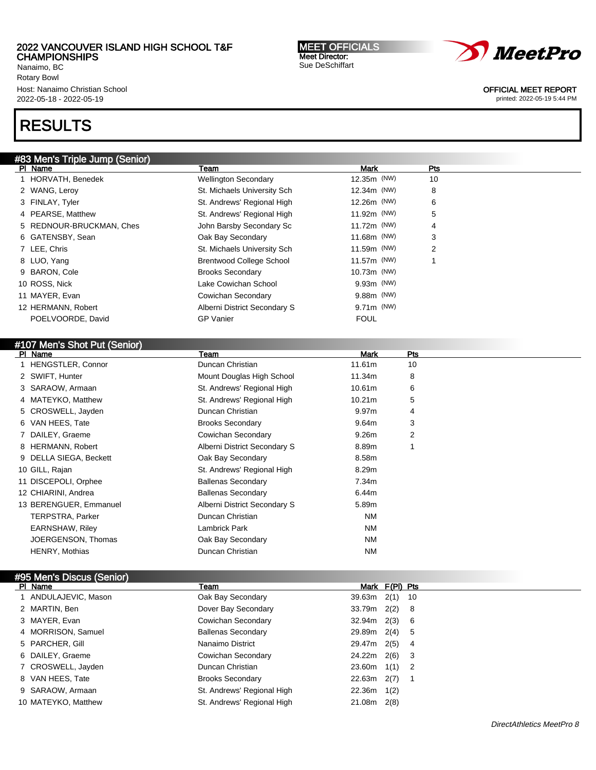# RESULTS

## #83 Men's Triple Jump (Senior)

| Pl | Name | Team | Mark | Pts |
|---|---|---|---|---|
| 1 | HORVATH, Benedek | Wellington Secondary | 12.35m (NW) | 10 |
| 2 | WANG, Leroy | St. Michaels University Sch | 12.34m (NW) | 8 |
| 3 | FINLAY, Tyler | St. Andrews' Regional High | 12.26m (NW) | 6 |
| 4 | PEARSE, Matthew | St. Andrews' Regional High | 11.92m (NW) | 5 |
| 5 | REDNOUR-BRUCKMAN, Ches | John Barsby Secondary Sc | 11.72m (NW) | 4 |
| 6 | GATENSBY, Sean | Oak Bay Secondary | 11.68m (NW) | 3 |
| 7 | LEE, Chris | St. Michaels University Sch | 11.59m (NW) | 2 |
| 8 | LUO, Yang | Brentwood College School | 11.57m (NW) | 1 |
| 9 | BARON, Cole | Brooks Secondary | 10.73m (NW) | |
| 10 | ROSS, Nick | Lake Cowichan School | 9.93m (NW) | |
| 11 | MAYER, Evan | Cowichan Secondary | 9.88m (NW) | |
| 12 | HERMANN, Robert | Alberni District Secondary S | 9.71m (NW) | |
| | POELVOORDE, David | GP Vanier | FOUL | |

## #107 Men's Shot Put (Senior)

| Pl | Name | Team | Mark | Pts |
|---|---|---|---|---|
| 1 | HENGSTLER, Connor | Duncan Christian | 11.61m | 10 |
| 2 | SWIFT, Hunter | Mount Douglas High School | 11.34m | 8 |
| 3 | SARAOW, Armaan | St. Andrews' Regional High | 10.61m | 6 |
| 4 | MATEYKO, Matthew | St. Andrews' Regional High | 10.21m | 5 |
| 5 | CROSWELL, Jayden | Duncan Christian | 9.97m | 4 |
| 6 | VAN HEES, Tate | Brooks Secondary | 9.64m | 3 |
| 7 | DAILEY, Graeme | Cowichan Secondary | 9.26m | 2 |
| 8 | HERMANN, Robert | Alberni District Secondary S | 8.89m | 1 |
| 9 | DELLA SIEGA, Beckett | Oak Bay Secondary | 8.58m | |
| 10 | GILL, Rajan | St. Andrews' Regional High | 8.29m | |
| 11 | DISCEPOLI, Orphee | Ballenas Secondary | 7.34m | |
| 12 | CHIARINI, Andrea | Ballenas Secondary | 6.44m | |
| 13 | BERENGUER, Emmanuel | Alberni District Secondary S | 5.89m | |
| | TERPSTRA, Parker | Duncan Christian | NM | |
| | EARNSHAW, Riley | Lambrick Park | NM | |
| | JOERGENSON, Thomas | Oak Bay Secondary | NM | |
| | HENRY, Mothias | Duncan Christian | NM | |

## #95 Men's Discus (Senior)

| Pl | Name | Team | Mark | F(Pl) | Pts |
|---|---|---|---|---|---|
| 1 | ANDULAJEVIC, Mason | Oak Bay Secondary | 39.63m | 2(1) | 10 |
| 2 | MARTIN, Ben | Dover Bay Secondary | 33.79m | 2(2) | 8 |
| 3 | MAYER, Evan | Cowichan Secondary | 32.94m | 2(3) | 6 |
| 4 | MORRISON, Samuel | Ballenas Secondary | 29.89m | 2(4) | 5 |
| 5 | PARCHER, Gill | Nanaimo District | 29.47m | 2(5) | 4 |
| 6 | DAILEY, Graeme | Cowichan Secondary | 24.22m | 2(6) | 3 |
| 7 | CROSWELL, Jayden | Duncan Christian | 23.60m | 1(1) | 2 |
| 8 | VAN HEES, Tate | Brooks Secondary | 22.63m | 2(7) | 1 |
| 9 | SARAOW, Armaan | St. Andrews' Regional High | 22.36m | 1(2) | |
| 10 | MATEYKO, Matthew | St. Andrews' Regional High | 21.08m | 2(8) | |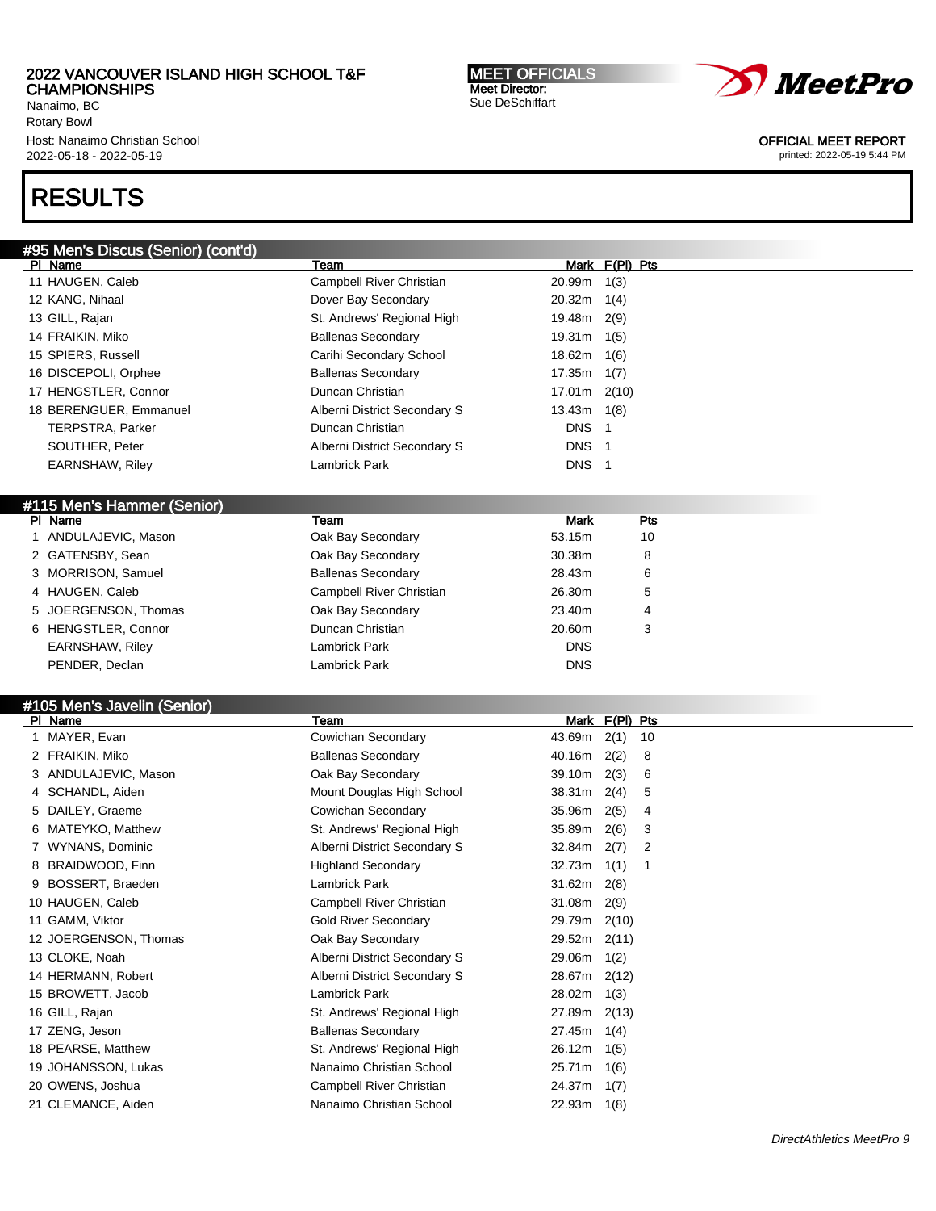# 2022 VANCOUVER ISLAND HIGH SCHOOL T&F CHAMPIONSHIPS

Nanaimo, BC
Rotary Bowl
Host: Nanaimo Christian School
2022-05-18 - 2022-05-19

**MEET OFFICIALS**
Meet Director:
Sue DeSchiffart

OFFICIAL MEET REPORT
printed: 2022-05-19 5:44 PM

# RESULTS

## #95 Men's Discus (Senior) (cont'd)

| Pl | Name | Team | Mark | F(Pl) | Pts |
|---|---|---|---|---|---|
| 11 | HAUGEN, Caleb | Campbell River Christian | 20.99m | 1(3) | |
| 12 | KANG, Nihaal | Dover Bay Secondary | 20.32m | 1(4) | |
| 13 | GILL, Rajan | St. Andrews' Regional High | 19.48m | 2(9) | |
| 14 | FRAIKIN, Miko | Ballenas Secondary | 19.31m | 1(5) | |
| 15 | SPIERS, Russell | Carihi Secondary School | 18.62m | 1(6) | |
| 16 | DISCEPOLI, Orphee | Ballenas Secondary | 17.35m | 1(7) | |
| 17 | HENGSTLER, Connor | Duncan Christian | 17.01m | 2(10) | |
| 18 | BERENGUER, Emmanuel | Alberni District Secondary S | 13.43m | 1(8) | |
| | TERPSTRA, Parker | Duncan Christian | DNS | 1 | |
| | SOUTHER, Peter | Alberni District Secondary S | DNS | 1 | |
| | EARNSHAW, Riley | Lambrick Park | DNS | 1 | |

## #115 Men's Hammer (Senior)

| Pl | Name | Team | Mark | Pts |
|---|---|---|---|---|
| 1 | ANDULAJEVIC, Mason | Oak Bay Secondary | 53.15m | 10 |
| 2 | GATENSBY, Sean | Oak Bay Secondary | 30.38m | 8 |
| 3 | MORRISON, Samuel | Ballenas Secondary | 28.43m | 6 |
| 4 | HAUGEN, Caleb | Campbell River Christian | 26.30m | 5 |
| 5 | JOERGENSON, Thomas | Oak Bay Secondary | 23.40m | 4 |
| 6 | HENGSTLER, Connor | Duncan Christian | 20.60m | 3 |
| | EARNSHAW, Riley | Lambrick Park | DNS | |
| | PENDER, Declan | Lambrick Park | DNS | |

## #105 Men's Javelin (Senior)

| Pl | Name | Team | Mark | F(Pl) | Pts |
|---|---|---|---|---|---|
| 1 | MAYER, Evan | Cowichan Secondary | 43.69m | 2(1) | 10 |
| 2 | FRAIKIN, Miko | Ballenas Secondary | 40.16m | 2(2) | 8 |
| 3 | ANDULAJEVIC, Mason | Oak Bay Secondary | 39.10m | 2(3) | 6 |
| 4 | SCHANDL, Aiden | Mount Douglas High School | 38.31m | 2(4) | 5 |
| 5 | DAILEY, Graeme | Cowichan Secondary | 35.96m | 2(5) | 4 |
| 6 | MATEYKO, Matthew | St. Andrews' Regional High | 35.89m | 2(6) | 3 |
| 7 | WYNANS, Dominic | Alberni District Secondary S | 32.84m | 2(7) | 2 |
| 8 | BRAIDWOOD, Finn | Highland Secondary | 32.73m | 1(1) | 1 |
| 9 | BOSSERT, Braeden | Lambrick Park | 31.62m | 2(8) | |
| 10 | HAUGEN, Caleb | Campbell River Christian | 31.08m | 2(9) | |
| 11 | GAMM, Viktor | Gold River Secondary | 29.79m | 2(10) | |
| 12 | JOERGENSON, Thomas | Oak Bay Secondary | 29.52m | 2(11) | |
| 13 | CLOKE, Noah | Alberni District Secondary S | 29.06m | 1(2) | |
| 14 | HERMANN, Robert | Alberni District Secondary S | 28.67m | 2(12) | |
| 15 | BROWETT, Jacob | Lambrick Park | 28.02m | 1(3) | |
| 16 | GILL, Rajan | St. Andrews' Regional High | 27.89m | 2(13) | |
| 17 | ZENG, Jeson | Ballenas Secondary | 27.45m | 1(4) | |
| 18 | PEARSE, Matthew | St. Andrews' Regional High | 26.12m | 1(5) | |
| 19 | JOHANSSON, Lukas | Nanaimo Christian School | 25.71m | 1(6) | |
| 20 | OWENS, Joshua | Campbell River Christian | 24.37m | 1(7) | |
| 21 | CLEMANCE, Aiden | Nanaimo Christian School | 22.93m | 1(8) | |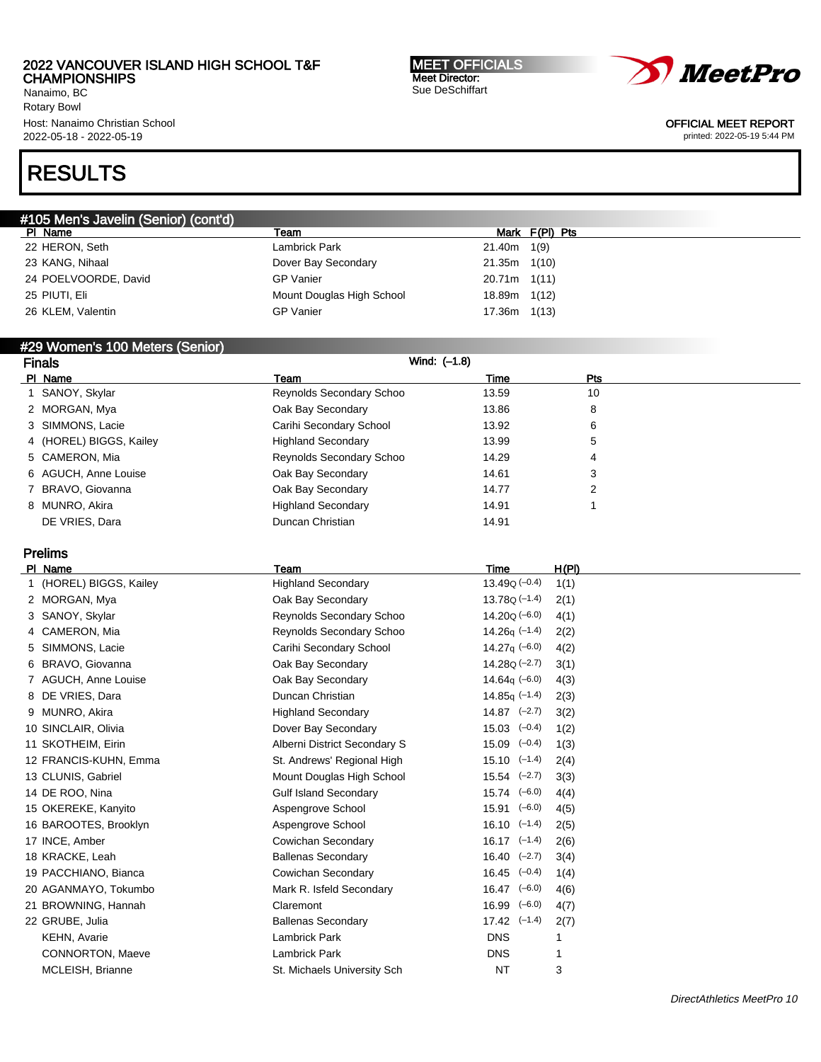## #105 Men's Javelin (Senior) (cont'd)

| Pl | Name | Team | Mark | F(Pl) | Pts |
|---|---|---|---|---|---|
| 22 | HERON, Seth | Lambrick Park | 21.40m | 1(9) | |
| 23 | KANG, Nihaal | Dover Bay Secondary | 21.35m | 1(10) | |
| 24 | POELVOORDE, David | GP Vanier | 20.71m | 1(11) | |
| 25 | PIUTI, Eli | Mount Douglas High School | 18.89m | 1(12) | |
| 26 | KLEM, Valentin | GP Vanier | 17.36m | 1(13) | |

## #29 Women's 100 Meters (Senior)

### Finals

Wind: (-1.8)

| Pl | Name | Team | Time | Pts |
|---|---|---|---|---|
| 1 | SANOY, Skylar | Reynolds Secondary Schoo | 13.59 | 10 |
| 2 | MORGAN, Mya | Oak Bay Secondary | 13.86 | 8 |
| 3 | SIMMONS, Lacie | Carihi Secondary School | 13.92 | 6 |
| 4 | (HOREL) BIGGS, Kailey | Highland Secondary | 13.99 | 5 |
| 5 | CAMERON, Mia | Reynolds Secondary Schoo | 14.29 | 4 |
| 6 | AGUCH, Anne Louise | Oak Bay Secondary | 14.61 | 3 |
| 7 | BRAVO, Giovanna | Oak Bay Secondary | 14.77 | 2 |
| 8 | MUNRO, Akira | Highland Secondary | 14.91 | 1 |
| | DE VRIES, Dara | Duncan Christian | 14.91 | |

### Prelims

| Pl | Name | Team | Time | H(Pl) |
|---|---|---|---|---|
| 1 | (HOREL) BIGGS, Kailey | Highland Secondary | 13.49Q (-0.4) | 1(1) |
| 2 | MORGAN, Mya | Oak Bay Secondary | 13.78Q (-1.4) | 2(1) |
| 3 | SANOY, Skylar | Reynolds Secondary Schoo | 14.20Q (-6.0) | 4(1) |
| 4 | CAMERON, Mia | Reynolds Secondary Schoo | 14.26q (-1.4) | 2(2) |
| 5 | SIMMONS, Lacie | Carihi Secondary School | 14.27q (-6.0) | 4(2) |
| 6 | BRAVO, Giovanna | Oak Bay Secondary | 14.28Q (-2.7) | 3(1) |
| 7 | AGUCH, Anne Louise | Oak Bay Secondary | 14.64q (-6.0) | 4(3) |
| 8 | DE VRIES, Dara | Duncan Christian | 14.85q (-1.4) | 2(3) |
| 9 | MUNRO, Akira | Highland Secondary | 14.87 (-2.7) | 3(2) |
| 10 | SINCLAIR, Olivia | Dover Bay Secondary | 15.03 (-0.4) | 1(2) |
| 11 | SKOTHEIM, Eirin | Alberni District Secondary S | 15.09 (-0.4) | 1(3) |
| 12 | FRANCIS-KUHN, Emma | St. Andrews' Regional High | 15.10 (-1.4) | 2(4) |
| 13 | CLUNIS, Gabriel | Mount Douglas High School | 15.54 (-2.7) | 3(3) |
| 14 | DE ROO, Nina | Gulf Island Secondary | 15.74 (-6.0) | 4(4) |
| 15 | OKEREKE, Kanyito | Aspengrove School | 15.91 (-6.0) | 4(5) |
| 16 | BAROOTES, Brooklyn | Aspengrove School | 16.10 (-1.4) | 2(5) |
| 17 | INCE, Amber | Cowichan Secondary | 16.17 (-1.4) | 2(6) |
| 18 | KRACKE, Leah | Ballenas Secondary | 16.40 (-2.7) | 3(4) |
| 19 | PACCHIANO, Bianca | Cowichan Secondary | 16.45 (-0.4) | 1(4) |
| 20 | AGANMAYO, Tokumbo | Mark R. Isfeld Secondary | 16.47 (-6.0) | 4(6) |
| 21 | BROWNING, Hannah | Claremont | 16.99 (-6.0) | 4(7) |
| 22 | GRUBE, Julia | Ballenas Secondary | 17.42 (-1.4) | 2(7) |
| | KEHN, Avarie | Lambrick Park | DNS | 1 |
| | CONNORTON, Maeve | Lambrick Park | DNS | 1 |
| | MCLEISH, Brianne | St. Michaels University Sch | NT | 3 |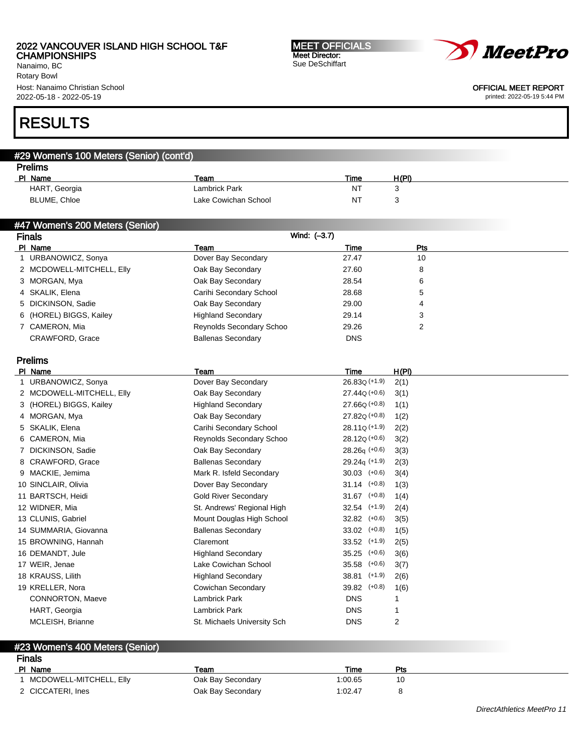# RESULTS

## #29 Women's 100 Meters (Senior) (cont'd)

### Prelims

| Pl | Name | Team | Time | H(Pl) |
|---|---|---|---|---|
| | HART, Georgia | Lambrick Park | NT | 3 |
| | BLUME, Chloe | Lake Cowichan School | NT | 3 |

## #47 Women's 200 Meters (Senior)

### Finals

Wind: (–3.7)

| Pl | Name | Team | Time | Pts |
|---|---|---|---|---|
| 1 | URBANOWICZ, Sonya | Dover Bay Secondary | 27.47 | 10 |
| 2 | MCDOWELL-MITCHELL, Elly | Oak Bay Secondary | 27.60 | 8 |
| 3 | MORGAN, Mya | Oak Bay Secondary | 28.54 | 6 |
| 4 | SKALIK, Elena | Carihi Secondary School | 28.68 | 5 |
| 5 | DICKINSON, Sadie | Oak Bay Secondary | 29.00 | 4 |
| 6 | (HOREL) BIGGS, Kailey | Highland Secondary | 29.14 | 3 |
| 7 | CAMERON, Mia | Reynolds Secondary Schoo | 29.26 | 2 |
| | CRAWFORD, Grace | Ballenas Secondary | DNS | |

### Prelims

| Pl | Name | Team | Time | H(Pl) |
|---|---|---|---|---|
| 1 | URBANOWICZ, Sonya | Dover Bay Secondary | 26.83Q (+1.9) | 2(1) |
| 2 | MCDOWELL-MITCHELL, Elly | Oak Bay Secondary | 27.44Q (+0.6) | 3(1) |
| 3 | (HOREL) BIGGS, Kailey | Highland Secondary | 27.66Q (+0.8) | 1(1) |
| 4 | MORGAN, Mya | Oak Bay Secondary | 27.82Q (+0.8) | 1(2) |
| 5 | SKALIK, Elena | Carihi Secondary School | 28.11Q (+1.9) | 2(2) |
| 6 | CAMERON, Mia | Reynolds Secondary Schoo | 28.12Q (+0.6) | 3(2) |
| 7 | DICKINSON, Sadie | Oak Bay Secondary | 28.26q (+0.6) | 3(3) |
| 8 | CRAWFORD, Grace | Ballenas Secondary | 29.24q (+1.9) | 2(3) |
| 9 | MACKIE, Jemima | Mark R. Isfeld Secondary | 30.03 (+0.6) | 3(4) |
| 10 | SINCLAIR, Olivia | Dover Bay Secondary | 31.14 (+0.8) | 1(3) |
| 11 | BARTSCH, Heidi | Gold River Secondary | 31.67 (+0.8) | 1(4) |
| 12 | WIDNER, Mia | St. Andrews' Regional High | 32.54 (+1.9) | 2(4) |
| 13 | CLUNIS, Gabriel | Mount Douglas High School | 32.82 (+0.6) | 3(5) |
| 14 | SUMMARIA, Giovanna | Ballenas Secondary | 33.02 (+0.8) | 1(5) |
| 15 | BROWNING, Hannah | Claremont | 33.52 (+1.9) | 2(5) |
| 16 | DEMANDT, Jule | Highland Secondary | 35.25 (+0.6) | 3(6) |
| 17 | WEIR, Jenae | Lake Cowichan School | 35.58 (+0.6) | 3(7) |
| 18 | KRAUSS, Lilith | Highland Secondary | 38.81 (+1.9) | 2(6) |
| 19 | KRELLER, Nora | Cowichan Secondary | 39.82 (+0.8) | 1(6) |
| | CONNORTON, Maeve | Lambrick Park | DNS | 1 |
| | HART, Georgia | Lambrick Park | DNS | 1 |
| | MCLEISH, Brianne | St. Michaels University Sch | DNS | 2 |

## #23 Women's 400 Meters (Senior)

### Finals

| Pl | Name | Team | Time | Pts |
|---|---|---|---|---|
| 1 | MCDOWELL-MITCHELL, Elly | Oak Bay Secondary | 1:00.65 | 10 |
| 2 | CICCATERI, Ines | Oak Bay Secondary | 1:02.47 | 8 |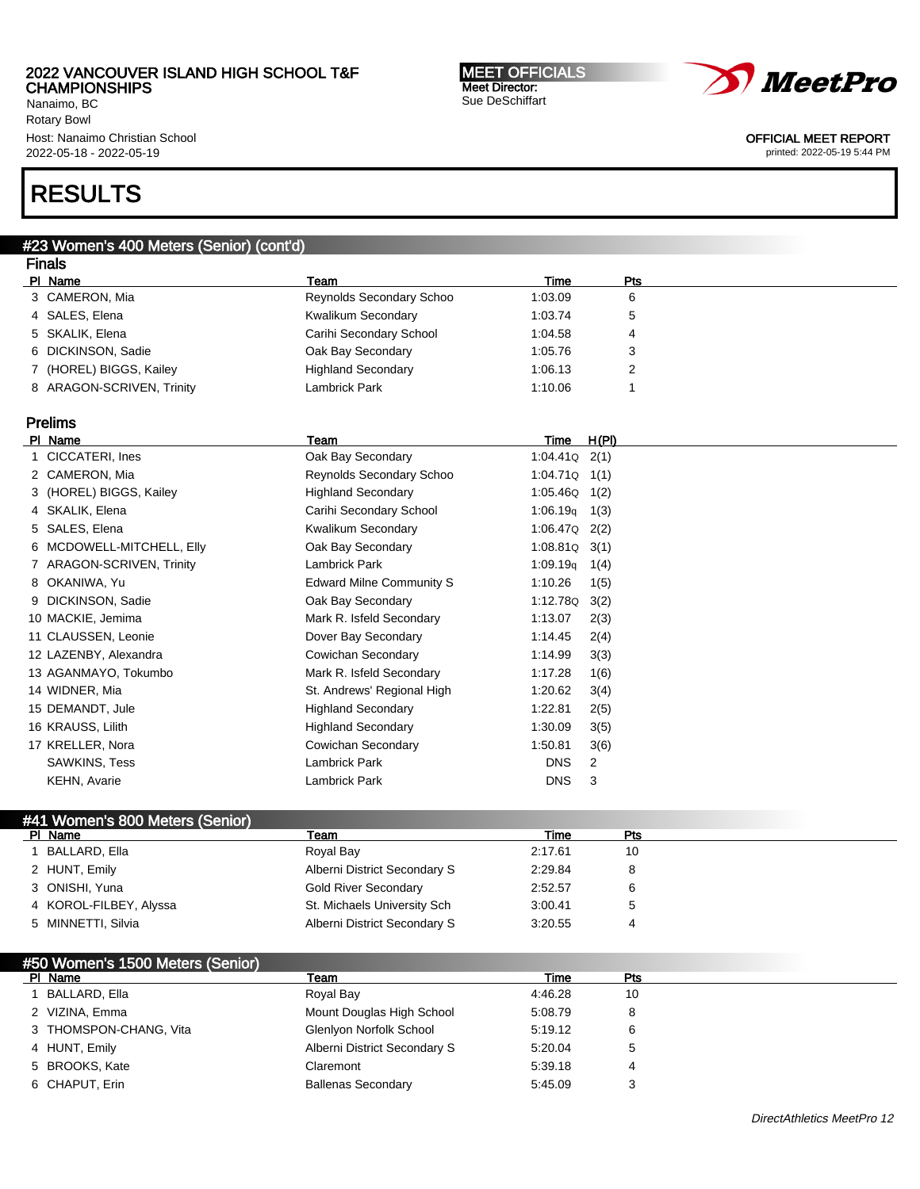# RESULTS

## #23 Women's 400 Meters (Senior) (cont'd)

### Finals

| Pl | Name | Team | Time | Pts |
|---|---|---|---|---|
| 3 | CAMERON, Mia | Reynolds Secondary Schoo | 1:03.09 | 6 |
| 4 | SALES, Elena | Kwalikum Secondary | 1:03.74 | 5 |
| 5 | SKALIK, Elena | Carihi Secondary School | 1:04.58 | 4 |
| 6 | DICKINSON, Sadie | Oak Bay Secondary | 1:05.76 | 3 |
| 7 | (HOREL) BIGGS, Kailey | Highland Secondary | 1:06.13 | 2 |
| 8 | ARAGON-SCRIVEN, Trinity | Lambrick Park | 1:10.06 | 1 |

### Prelims

| Pl | Name | Team | Time | H(Pl) |
|---|---|---|---|---|
| 1 | CICCATERI, Ines | Oak Bay Secondary | 1:04.41Q | 2(1) |
| 2 | CAMERON, Mia | Reynolds Secondary Schoo | 1:04.71Q | 1(1) |
| 3 | (HOREL) BIGGS, Kailey | Highland Secondary | 1:05.46Q | 1(2) |
| 4 | SKALIK, Elena | Carihi Secondary School | 1:06.19q | 1(3) |
| 5 | SALES, Elena | Kwalikum Secondary | 1:06.47Q | 2(2) |
| 6 | MCDOWELL-MITCHELL, Elly | Oak Bay Secondary | 1:08.81Q | 3(1) |
| 7 | ARAGON-SCRIVEN, Trinity | Lambrick Park | 1:09.19q | 1(4) |
| 8 | OKANIWA, Yu | Edward Milne Community S | 1:10.26 | 1(5) |
| 9 | DICKINSON, Sadie | Oak Bay Secondary | 1:12.78Q | 3(2) |
| 10 | MACKIE, Jemima | Mark R. Isfeld Secondary | 1:13.07 | 2(3) |
| 11 | CLAUSSEN, Leonie | Dover Bay Secondary | 1:14.45 | 2(4) |
| 12 | LAZENBY, Alexandra | Cowichan Secondary | 1:14.99 | 3(3) |
| 13 | AGANMAYO, Tokumbo | Mark R. Isfeld Secondary | 1:17.28 | 1(6) |
| 14 | WIDNER, Mia | St. Andrews' Regional High | 1:20.62 | 3(4) |
| 15 | DEMANDT, Jule | Highland Secondary | 1:22.81 | 2(5) |
| 16 | KRAUSS, Lilith | Highland Secondary | 1:30.09 | 3(5) |
| 17 | KRELLER, Nora | Cowichan Secondary | 1:50.81 | 3(6) |
| | SAWKINS, Tess | Lambrick Park | DNS | 2 |
| | KEHN, Avarie | Lambrick Park | DNS | 3 |

## #41 Women's 800 Meters (Senior)

| Pl | Name | Team | Time | Pts |
|---|---|---|---|---|
| 1 | BALLARD, Ella | Royal Bay | 2:17.61 | 10 |
| 2 | HUNT, Emily | Alberni District Secondary S | 2:29.84 | 8 |
| 3 | ONISHI, Yuna | Gold River Secondary | 2:52.57 | 6 |
| 4 | KOROL-FILBEY, Alyssa | St. Michaels University Sch | 3:00.41 | 5 |
| 5 | MINNETTI, Silvia | Alberni District Secondary S | 3:20.55 | 4 |

## #50 Women's 1500 Meters (Senior)

| Pl | Name | Team | Time | Pts |
|---|---|---|---|---|
| 1 | BALLARD, Ella | Royal Bay | 4:46.28 | 10 |
| 2 | VIZINA, Emma | Mount Douglas High School | 5:08.79 | 8 |
| 3 | THOMSPON-CHANG, Vita | Glenlyon Norfolk School | 5:19.12 | 6 |
| 4 | HUNT, Emily | Alberni District Secondary S | 5:20.04 | 5 |
| 5 | BROOKS, Kate | Claremont | 5:39.18 | 4 |
| 6 | CHAPUT, Erin | Ballenas Secondary | 5:45.09 | 3 |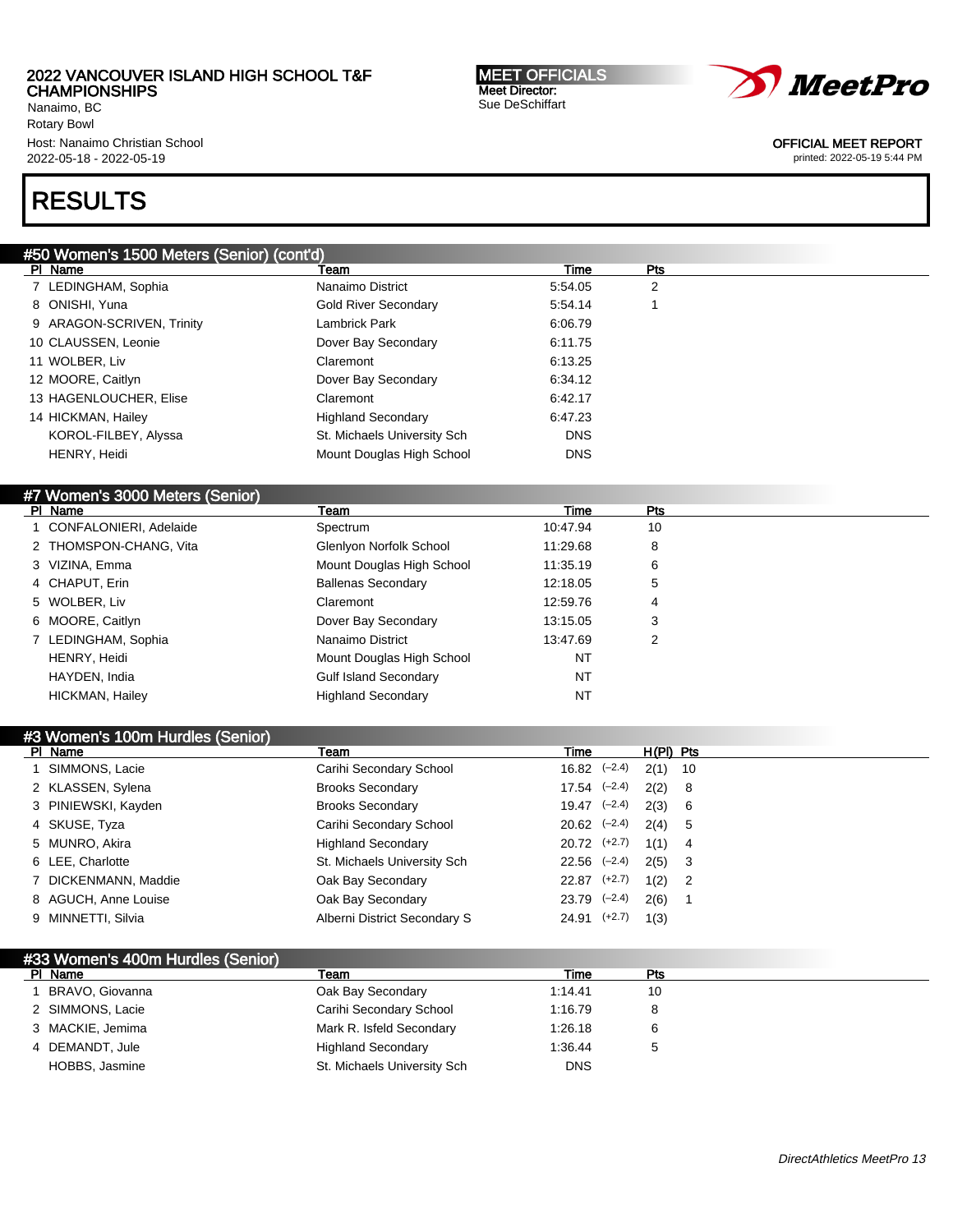# RESULTS

## #50 Women's 1500 Meters (Senior) (cont'd)

| Pl | Name | Team | Time | Pts |
|---|---|---|---|---|
| 7 | LEDINGHAM, Sophia | Nanaimo District | 5:54.05 | 2 |
| 8 | ONISHI, Yuna | Gold River Secondary | 5:54.14 | 1 |
| 9 | ARAGON-SCRIVEN, Trinity | Lambrick Park | 6:06.79 | |
| 10 | CLAUSSEN, Leonie | Dover Bay Secondary | 6:11.75 | |
| 11 | WOLBER, Liv | Claremont | 6:13.25 | |
| 12 | MOORE, Caitlyn | Dover Bay Secondary | 6:34.12 | |
| 13 | HAGENLOUCHER, Elise | Claremont | 6:42.17 | |
| 14 | HICKMAN, Hailey | Highland Secondary | 6:47.23 | |
| | KOROL-FILBEY, Alyssa | St. Michaels University Sch | DNS | |
| | HENRY, Heidi | Mount Douglas High School | DNS | |

## #7 Women's 3000 Meters (Senior)

| Pl | Name | Team | Time | Pts |
|---|---|---|---|---|
| 1 | CONFALONIERI, Adelaide | Spectrum | 10:47.94 | 10 |
| 2 | THOMSPON-CHANG, Vita | Glenlyon Norfolk School | 11:29.68 | 8 |
| 3 | VIZINA, Emma | Mount Douglas High School | 11:35.19 | 6 |
| 4 | CHAPUT, Erin | Ballenas Secondary | 12:18.05 | 5 |
| 5 | WOLBER, Liv | Claremont | 12:59.76 | 4 |
| 6 | MOORE, Caitlyn | Dover Bay Secondary | 13:15.05 | 3 |
| 7 | LEDINGHAM, Sophia | Nanaimo District | 13:47.69 | 2 |
| | HENRY, Heidi | Mount Douglas High School | NT | |
| | HAYDEN, India | Gulf Island Secondary | NT | |
| | HICKMAN, Hailey | Highland Secondary | NT | |

## #3 Women's 100m Hurdles (Senior)

| Pl | Name | Team | Time | Wind | H(Pl) | Pts |
|---|---|---|---|---|---|---|
| 1 | SIMMONS, Lacie | Carihi Secondary School | 16.82 | (−2.4) | 2(1) | 10 |
| 2 | KLASSEN, Sylena | Brooks Secondary | 17.54 | (−2.4) | 2(2) | 8 |
| 3 | PINIEWSKI, Kayden | Brooks Secondary | 19.47 | (−2.4) | 2(3) | 6 |
| 4 | SKUSE, Tyza | Carihi Secondary School | 20.62 | (−2.4) | 2(4) | 5 |
| 5 | MUNRO, Akira | Highland Secondary | 20.72 | (+2.7) | 1(1) | 4 |
| 6 | LEE, Charlotte | St. Michaels University Sch | 22.56 | (−2.4) | 2(5) | 3 |
| 7 | DICKENMANN, Maddie | Oak Bay Secondary | 22.87 | (+2.7) | 1(2) | 2 |
| 8 | AGUCH, Anne Louise | Oak Bay Secondary | 23.79 | (−2.4) | 2(6) | 1 |
| 9 | MINNETTI, Silvia | Alberni District Secondary S | 24.91 | (+2.7) | 1(3) | |

## #33 Women's 400m Hurdles (Senior)

| Pl | Name | Team | Time | Pts |
|---|---|---|---|---|
| 1 | BRAVO, Giovanna | Oak Bay Secondary | 1:14.41 | 10 |
| 2 | SIMMONS, Lacie | Carihi Secondary School | 1:16.79 | 8 |
| 3 | MACKIE, Jemima | Mark R. Isfeld Secondary | 1:26.18 | 6 |
| 4 | DEMANDT, Jule | Highland Secondary | 1:36.44 | 5 |
| | HOBBS, Jasmine | St. Michaels University Sch | DNS | |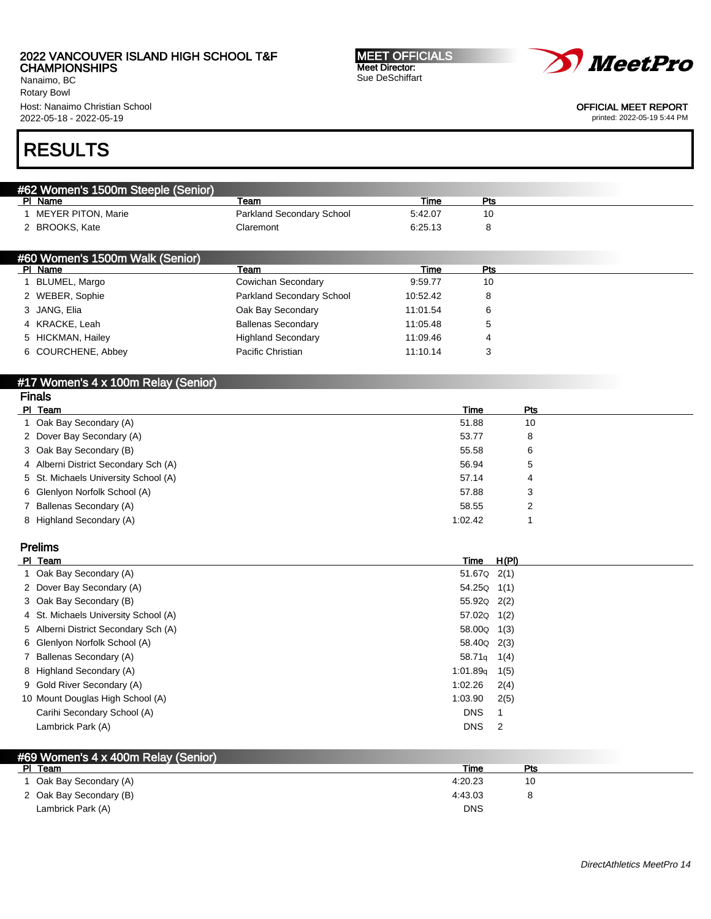# RESULTS

## #62 Women's 1500m Steeple (Senior)

| Pl | Name | Team | Time | Pts |
|---|---|---|---|---|
| 1 | MEYER PITON, Marie | Parkland Secondary School | 5:42.07 | 10 |
| 2 | BROOKS, Kate | Claremont | 6:25.13 | 8 |

## #60 Women's 1500m Walk (Senior)

| Pl | Name | Team | Time | Pts |
|---|---|---|---|---|
| 1 | BLUMEL, Margo | Cowichan Secondary | 9:59.77 | 10 |
| 2 | WEBER, Sophie | Parkland Secondary School | 10:52.42 | 8 |
| 3 | JANG, Elia | Oak Bay Secondary | 11:01.54 | 6 |
| 4 | KRACKE, Leah | Ballenas Secondary | 11:05.48 | 5 |
| 5 | HICKMAN, Hailey | Highland Secondary | 11:09.46 | 4 |
| 6 | COURCHENE, Abbey | Pacific Christian | 11:10.14 | 3 |

## #17 Women's 4 x 100m Relay (Senior)

### Finals

| Pl | Team | Time | Pts |
|---|---|---|---|
| 1 | Oak Bay Secondary (A) | 51.88 | 10 |
| 2 | Dover Bay Secondary (A) | 53.77 | 8 |
| 3 | Oak Bay Secondary (B) | 55.58 | 6 |
| 4 | Alberni District Secondary Sch (A) | 56.94 | 5 |
| 5 | St. Michaels University School (A) | 57.14 | 4 |
| 6 | Glenlyon Norfolk School (A) | 57.88 | 3 |
| 7 | Ballenas Secondary (A) | 58.55 | 2 |
| 8 | Highland Secondary (A) | 1:02.42 | 1 |

### Prelims

| Pl | Team | Time | H(Pl) |
|---|---|---|---|
| 1 | Oak Bay Secondary (A) | 51.67Q | 2(1) |
| 2 | Dover Bay Secondary (A) | 54.25Q | 1(1) |
| 3 | Oak Bay Secondary (B) | 55.92Q | 2(2) |
| 4 | St. Michaels University School (A) | 57.02Q | 1(2) |
| 5 | Alberni District Secondary Sch (A) | 58.00Q | 1(3) |
| 6 | Glenlyon Norfolk School (A) | 58.40Q | 2(3) |
| 7 | Ballenas Secondary (A) | 58.71q | 1(4) |
| 8 | Highland Secondary (A) | 1:01.89q | 1(5) |
| 9 | Gold River Secondary (A) | 1:02.26 | 2(4) |
| 10 | Mount Douglas High School (A) | 1:03.90 | 2(5) |
| | Carihi Secondary School (A) | DNS | 1 |
| | Lambrick Park (A) | DNS | 2 |

## #69 Women's 4 x 400m Relay (Senior)

| Pl | Team | Time | Pts |
|---|---|---|---|
| 1 | Oak Bay Secondary (A) | 4:20.23 | 10 |
| 2 | Oak Bay Secondary (B) | 4:43.03 | 8 |
| | Lambrick Park (A) | DNS | |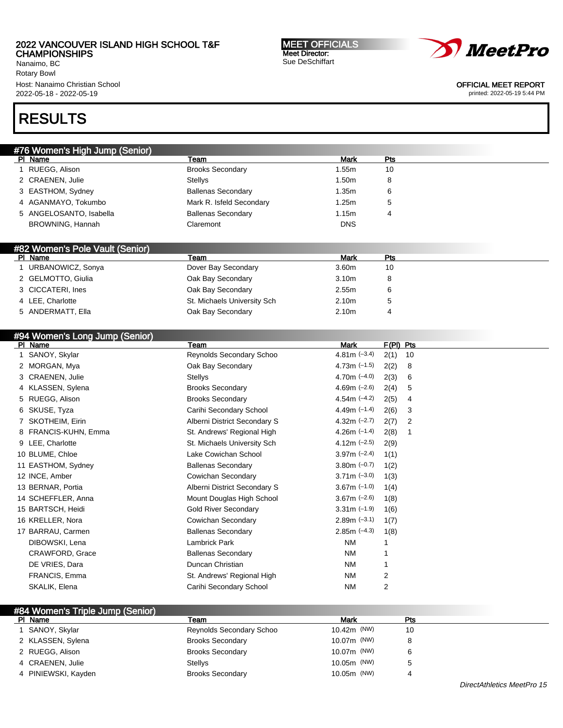2022 VANCOUVER ISLAND HIGH SCHOOL T&F CHAMPIONSHIPS
Nanaimo, BC
Rotary Bowl
Host: Nanaimo Christian School
2022-05-18 - 2022-05-19

MEET OFFICIALS
Meet Director:
Sue DeSchiffart

OFFICIAL MEET REPORT
printed: 2022-05-19 5:44 PM

# RESULTS

## #76 Women's High Jump (Senior)

| Pl | Name | Team | Mark | Pts |
|---|---|---|---|---|
| 1 | RUEGG, Alison | Brooks Secondary | 1.55m | 10 |
| 2 | CRAENEN, Julie | Stellys | 1.50m | 8 |
| 3 | EASTHOM, Sydney | Ballenas Secondary | 1.35m | 6 |
| 4 | AGANMAYO, Tokumbo | Mark R. Isfeld Secondary | 1.25m | 5 |
| 5 | ANGELOSANTO, Isabella | Ballenas Secondary | 1.15m | 4 |
| | BROWNING, Hannah | Claremont | DNS | |

## #82 Women's Pole Vault (Senior)

| Pl | Name | Team | Mark | Pts |
|---|---|---|---|---|
| 1 | URBANOWICZ, Sonya | Dover Bay Secondary | 3.60m | 10 |
| 2 | GELMOTTO, Giulia | Oak Bay Secondary | 3.10m | 8 |
| 3 | CICCATERI, Ines | Oak Bay Secondary | 2.55m | 6 |
| 4 | LEE, Charlotte | St. Michaels University Sch | 2.10m | 5 |
| 5 | ANDERMATT, Ella | Oak Bay Secondary | 2.10m | 4 |

## #94 Women's Long Jump (Senior)

| Pl | Name | Team | Mark | F(Pl) | Pts |
|---|---|---|---|---|---|
| 1 | SANOY, Skylar | Reynolds Secondary Schoo | 4.81m (-3.4) | 2(1) | 10 |
| 2 | MORGAN, Mya | Oak Bay Secondary | 4.73m (-1.5) | 2(2) | 8 |
| 3 | CRAENEN, Julie | Stellys | 4.70m (-4.0) | 2(3) | 6 |
| 4 | KLASSEN, Sylena | Brooks Secondary | 4.69m (-2.6) | 2(4) | 5 |
| 5 | RUEGG, Alison | Brooks Secondary | 4.54m (-4.2) | 2(5) | 4 |
| 6 | SKUSE, Tyza | Carihi Secondary School | 4.49m (-1.4) | 2(6) | 3 |
| 7 | SKOTHEIM, Eirin | Alberni District Secondary S | 4.32m (-2.7) | 2(7) | 2 |
| 8 | FRANCIS-KUHN, Emma | St. Andrews' Regional High | 4.26m (-1.4) | 2(8) | 1 |
| 9 | LEE, Charlotte | St. Michaels University Sch | 4.12m (-2.5) | 2(9) | |
| 10 | BLUME, Chloe | Lake Cowichan School | 3.97m (-2.4) | 1(1) | |
| 11 | EASTHOM, Sydney | Ballenas Secondary | 3.80m (-0.7) | 1(2) | |
| 12 | INCE, Amber | Cowichan Secondary | 3.71m (-3.0) | 1(3) | |
| 13 | BERNAR, Portia | Alberni District Secondary S | 3.67m (-1.0) | 1(4) | |
| 14 | SCHEFFLER, Anna | Mount Douglas High School | 3.67m (-2.6) | 1(8) | |
| 15 | BARTSCH, Heidi | Gold River Secondary | 3.31m (-1.9) | 1(6) | |
| 16 | KRELLER, Nora | Cowichan Secondary | 2.89m (-3.1) | 1(7) | |
| 17 | BARRAU, Carmen | Ballenas Secondary | 2.85m (-4.3) | 1(8) | |
| | DIBOWSKI, Lena | Lambrick Park | NM | 1 | |
| | CRAWFORD, Grace | Ballenas Secondary | NM | 1 | |
| | DE VRIES, Dara | Duncan Christian | NM | 1 | |
| | FRANCIS, Emma | St. Andrews' Regional High | NM | 2 | |
| | SKALIK, Elena | Carihi Secondary School | NM | 2 | |

## #84 Women's Triple Jump (Senior)

| Pl | Name | Team | Mark | Pts |
|---|---|---|---|---|
| 1 | SANOY, Skylar | Reynolds Secondary Schoo | 10.42m (NW) | 10 |
| 2 | KLASSEN, Sylena | Brooks Secondary | 10.07m (NW) | 8 |
| 2 | RUEGG, Alison | Brooks Secondary | 10.07m (NW) | 6 |
| 4 | CRAENEN, Julie | Stellys | 10.05m (NW) | 5 |
| 4 | PINIEWSKI, Kayden | Brooks Secondary | 10.05m (NW) | 4 |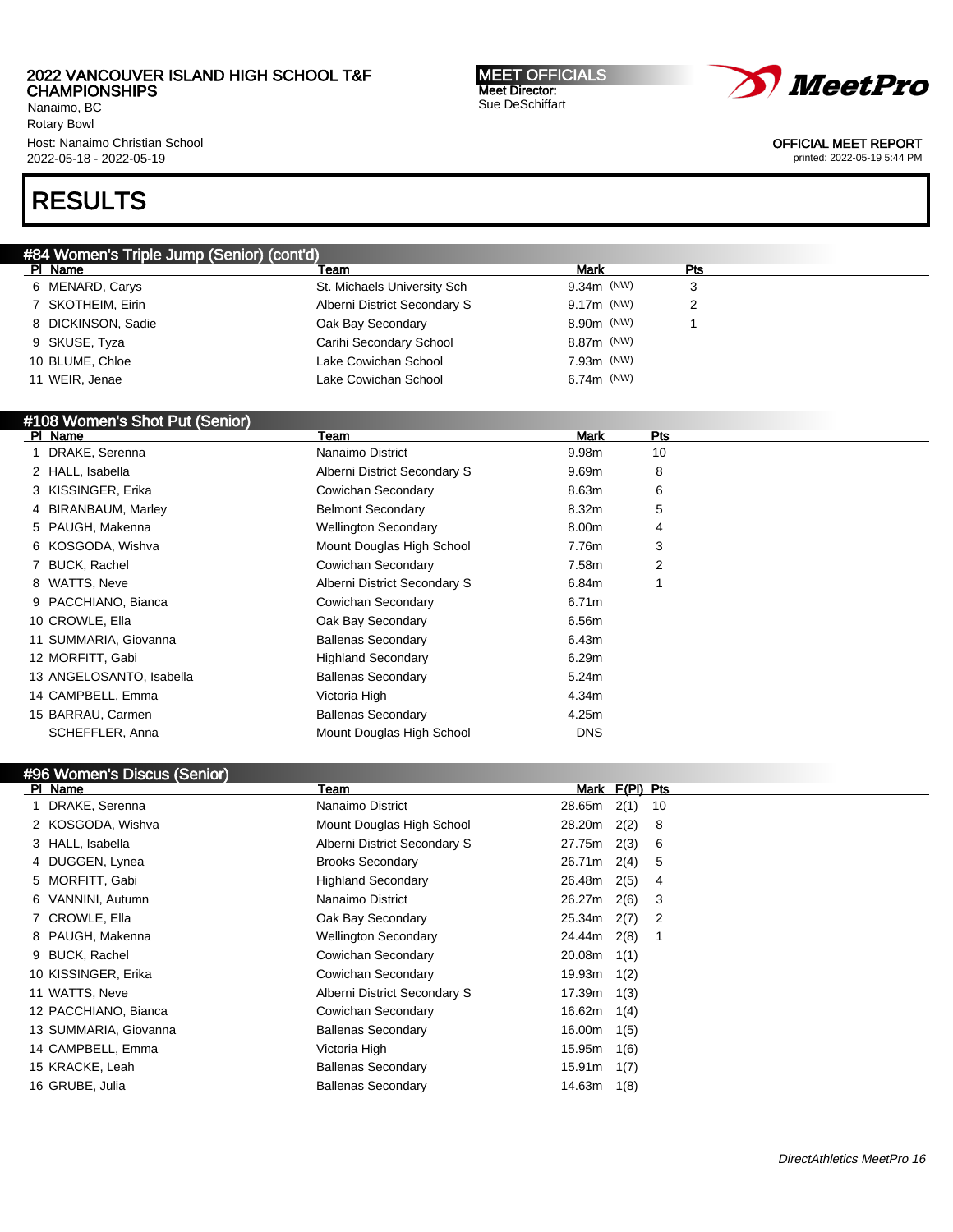## RESULTS

### #84 Women's Triple Jump (Senior) (cont'd)

| Pl | Name | Team | Mark | Pts |
|---|---|---|---|---|
| 6 | MENARD, Carys | St. Michaels University Sch | 9.34m (NW) | 3 |
| 7 | SKOTHEIM, Eirin | Alberni District Secondary S | 9.17m (NW) | 2 |
| 8 | DICKINSON, Sadie | Oak Bay Secondary | 8.90m (NW) | 1 |
| 9 | SKUSE, Tyza | Carihi Secondary School | 8.87m (NW) | |
| 10 | BLUME, Chloe | Lake Cowichan School | 7.93m (NW) | |
| 11 | WEIR, Jenae | Lake Cowichan School | 6.74m (NW) | |

### #108 Women's Shot Put (Senior)

| Pl | Name | Team | Mark | Pts |
|---|---|---|---|---|
| 1 | DRAKE, Serenna | Nanaimo District | 9.98m | 10 |
| 2 | HALL, Isabella | Alberni District Secondary S | 9.69m | 8 |
| 3 | KISSINGER, Erika | Cowichan Secondary | 8.63m | 6 |
| 4 | BIRANBAUM, Marley | Belmont Secondary | 8.32m | 5 |
| 5 | PAUGH, Makenna | Wellington Secondary | 8.00m | 4 |
| 6 | KOSGODA, Wishva | Mount Douglas High School | 7.76m | 3 |
| 7 | BUCK, Rachel | Cowichan Secondary | 7.58m | 2 |
| 8 | WATTS, Neve | Alberni District Secondary S | 6.84m | 1 |
| 9 | PACCHIANO, Bianca | Cowichan Secondary | 6.71m | |
| 10 | CROWLE, Ella | Oak Bay Secondary | 6.56m | |
| 11 | SUMMARIA, Giovanna | Ballenas Secondary | 6.43m | |
| 12 | MORFITT, Gabi | Highland Secondary | 6.29m | |
| 13 | ANGELOSANTO, Isabella | Ballenas Secondary | 5.24m | |
| 14 | CAMPBELL, Emma | Victoria High | 4.34m | |
| 15 | BARRAU, Carmen | Ballenas Secondary | 4.25m | |
| | SCHEFFLER, Anna | Mount Douglas High School | DNS | |

### #96 Women's Discus (Senior)

| Pl | Name | Team | Mark | F(Pl) | Pts |
|---|---|---|---|---|---|
| 1 | DRAKE, Serenna | Nanaimo District | 28.65m | 2(1) | 10 |
| 2 | KOSGODA, Wishva | Mount Douglas High School | 28.20m | 2(2) | 8 |
| 3 | HALL, Isabella | Alberni District Secondary S | 27.75m | 2(3) | 6 |
| 4 | DUGGEN, Lynea | Brooks Secondary | 26.71m | 2(4) | 5 |
| 5 | MORFITT, Gabi | Highland Secondary | 26.48m | 2(5) | 4 |
| 6 | VANNINI, Autumn | Nanaimo District | 26.27m | 2(6) | 3 |
| 7 | CROWLE, Ella | Oak Bay Secondary | 25.34m | 2(7) | 2 |
| 8 | PAUGH, Makenna | Wellington Secondary | 24.44m | 2(8) | 1 |
| 9 | BUCK, Rachel | Cowichan Secondary | 20.08m | 1(1) | |
| 10 | KISSINGER, Erika | Cowichan Secondary | 19.93m | 1(2) | |
| 11 | WATTS, Neve | Alberni District Secondary S | 17.39m | 1(3) | |
| 12 | PACCHIANO, Bianca | Cowichan Secondary | 16.62m | 1(4) | |
| 13 | SUMMARIA, Giovanna | Ballenas Secondary | 16.00m | 1(5) | |
| 14 | CAMPBELL, Emma | Victoria High | 15.95m | 1(6) | |
| 15 | KRACKE, Leah | Ballenas Secondary | 15.91m | 1(7) | |
| 16 | GRUBE, Julia | Ballenas Secondary | 14.63m | 1(8) | |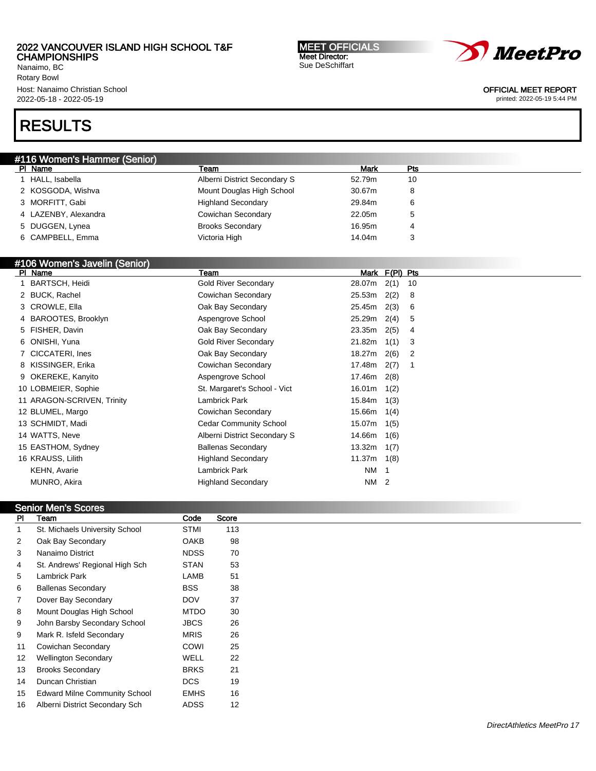# RESULTS

## #116 Women's Hammer (Senior)

| Pl | Name | Team | Mark | Pts |
|---|---|---|---|---|
| 1 | HALL, Isabella | Alberni District Secondary S | 52.79m | 10 |
| 2 | KOSGODA, Wishva | Mount Douglas High School | 30.67m | 8 |
| 3 | MORFITT, Gabi | Highland Secondary | 29.84m | 6 |
| 4 | LAZENBY, Alexandra | Cowichan Secondary | 22.05m | 5 |
| 5 | DUGGEN, Lynea | Brooks Secondary | 16.95m | 4 |
| 6 | CAMPBELL, Emma | Victoria High | 14.04m | 3 |

## #106 Women's Javelin (Senior)

| Pl | Name | Team | Mark | F(Pl) | Pts |
|---|---|---|---|---|---|
| 1 | BARTSCH, Heidi | Gold River Secondary | 28.07m | 2(1) | 10 |
| 2 | BUCK, Rachel | Cowichan Secondary | 25.53m | 2(2) | 8 |
| 3 | CROWLE, Ella | Oak Bay Secondary | 25.45m | 2(3) | 6 |
| 4 | BAROOTES, Brooklyn | Aspengrove School | 25.29m | 2(4) | 5 |
| 5 | FISHER, Davin | Oak Bay Secondary | 23.35m | 2(5) | 4 |
| 6 | ONISHI, Yuna | Gold River Secondary | 21.82m | 1(1) | 3 |
| 7 | CICCATERI, Ines | Oak Bay Secondary | 18.27m | 2(6) | 2 |
| 8 | KISSINGER, Erika | Cowichan Secondary | 17.48m | 2(7) | 1 |
| 9 | OKEREKE, Kanyito | Aspengrove School | 17.46m | 2(8) | |
| 10 | LOBMEIER, Sophie | St. Margaret's School - Vict | 16.01m | 1(2) | |
| 11 | ARAGON-SCRIVEN, Trinity | Lambrick Park | 15.84m | 1(3) | |
| 12 | BLUMEL, Margo | Cowichan Secondary | 15.66m | 1(4) | |
| 13 | SCHMIDT, Madi | Cedar Community School | 15.07m | 1(5) | |
| 14 | WATTS, Neve | Alberni District Secondary S | 14.66m | 1(6) | |
| 15 | EASTHOM, Sydney | Ballenas Secondary | 13.32m | 1(7) | |
| 16 | KRAUSS, Lilith | Highland Secondary | 11.37m | 1(8) | |
| | KEHN, Avarie | Lambrick Park | NM | 1 | |
| | MUNRO, Akira | Highland Secondary | NM | 2 | |

## Senior Men's Scores

| Pl | Team | Code | Score |
|---|---|---|---|
| 1 | St. Michaels University School | STMI | 113 |
| 2 | Oak Bay Secondary | OAKB | 98 |
| 3 | Nanaimo District | NDSS | 70 |
| 4 | St. Andrews' Regional High Sch | STAN | 53 |
| 5 | Lambrick Park | LAMB | 51 |
| 6 | Ballenas Secondary | BSS | 38 |
| 7 | Dover Bay Secondary | DOV | 37 |
| 8 | Mount Douglas High School | MTDO | 30 |
| 9 | John Barsby Secondary School | JBCS | 26 |
| 9 | Mark R. Isfeld Secondary | MRIS | 26 |
| 11 | Cowichan Secondary | COWI | 25 |
| 12 | Wellington Secondary | WELL | 22 |
| 13 | Brooks Secondary | BRKS | 21 |
| 14 | Duncan Christian | DCS | 19 |
| 15 | Edward Milne Community School | EMHS | 16 |
| 16 | Alberni District Secondary Sch | ADSS | 12 |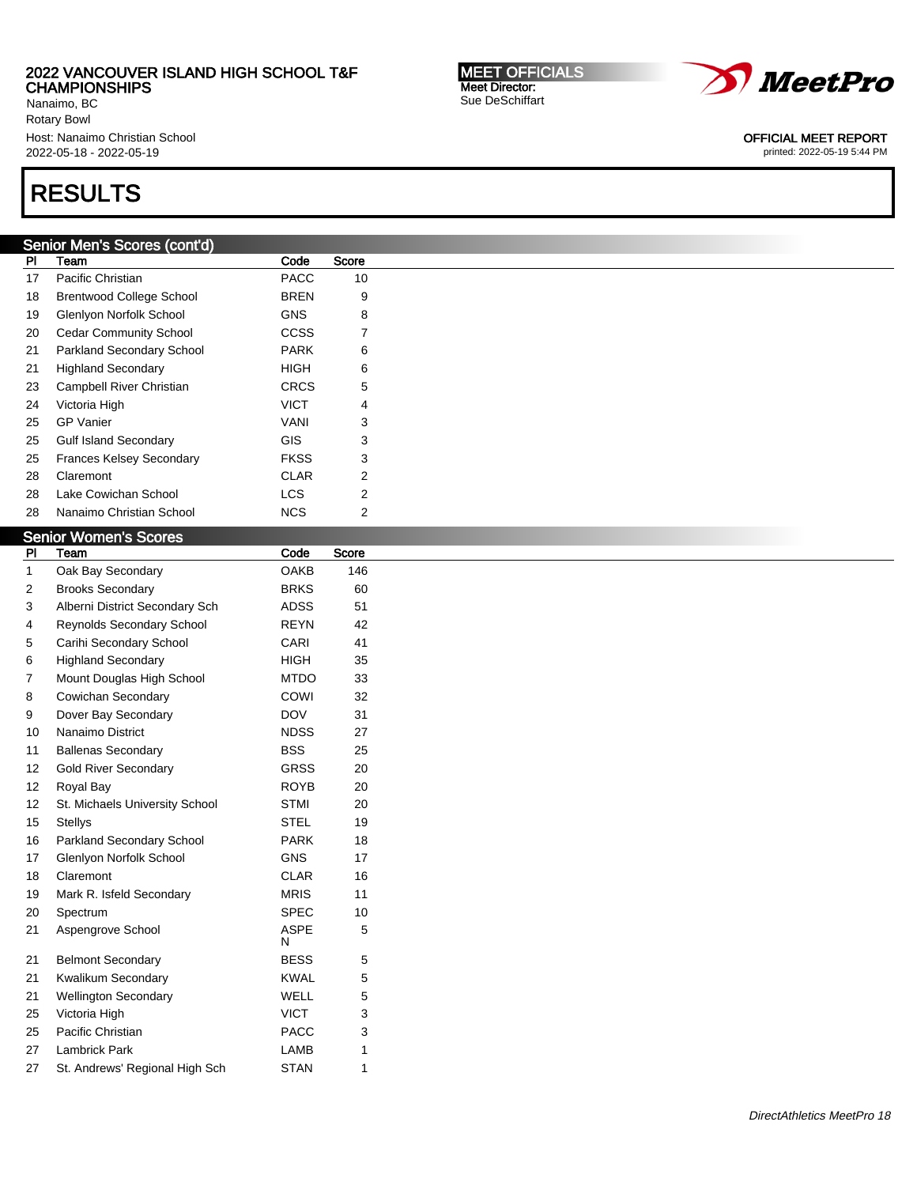# RESULTS

## Senior Men's Scores (cont'd)

| Pl | Team | Code | Score |
|---|---|---|---|
| 17 | Pacific Christian | PACC | 10 |
| 18 | Brentwood College School | BREN | 9 |
| 19 | Glenlyon Norfolk School | GNS | 8 |
| 20 | Cedar Community School | CCSS | 7 |
| 21 | Parkland Secondary School | PARK | 6 |
| 21 | Highland Secondary | HIGH | 6 |
| 23 | Campbell River Christian | CRCS | 5 |
| 24 | Victoria High | VICT | 4 |
| 25 | GP Vanier | VANI | 3 |
| 25 | Gulf Island Secondary | GIS | 3 |
| 25 | Frances Kelsey Secondary | FKSS | 3 |
| 28 | Claremont | CLAR | 2 |
| 28 | Lake Cowichan School | LCS | 2 |
| 28 | Nanaimo Christian School | NCS | 2 |

## Senior Women's Scores

| Pl | Team | Code | Score |
|---|---|---|---|
| 1 | Oak Bay Secondary | OAKB | 146 |
| 2 | Brooks Secondary | BRKS | 60 |
| 3 | Alberni District Secondary Sch | ADSS | 51 |
| 4 | Reynolds Secondary School | REYN | 42 |
| 5 | Carihi Secondary School | CARI | 41 |
| 6 | Highland Secondary | HIGH | 35 |
| 7 | Mount Douglas High School | MTDO | 33 |
| 8 | Cowichan Secondary | COWI | 32 |
| 9 | Dover Bay Secondary | DOV | 31 |
| 10 | Nanaimo District | NDSS | 27 |
| 11 | Ballenas Secondary | BSS | 25 |
| 12 | Gold River Secondary | GRSS | 20 |
| 12 | Royal Bay | ROYB | 20 |
| 12 | St. Michaels University School | STMI | 20 |
| 15 | Stellys | STEL | 19 |
| 16 | Parkland Secondary School | PARK | 18 |
| 17 | Glenlyon Norfolk School | GNS | 17 |
| 18 | Claremont | CLAR | 16 |
| 19 | Mark R. Isfeld Secondary | MRIS | 11 |
| 20 | Spectrum | SPEC | 10 |
| 21 | Aspengrove School | ASPEN | 5 |
| 21 | Belmont Secondary | BESS | 5 |
| 21 | Kwalikum Secondary | KWAL | 5 |
| 21 | Wellington Secondary | WELL | 5 |
| 25 | Victoria High | VICT | 3 |
| 25 | Pacific Christian | PACC | 3 |
| 27 | Lambrick Park | LAMB | 1 |
| 27 | St. Andrews' Regional High Sch | STAN | 1 |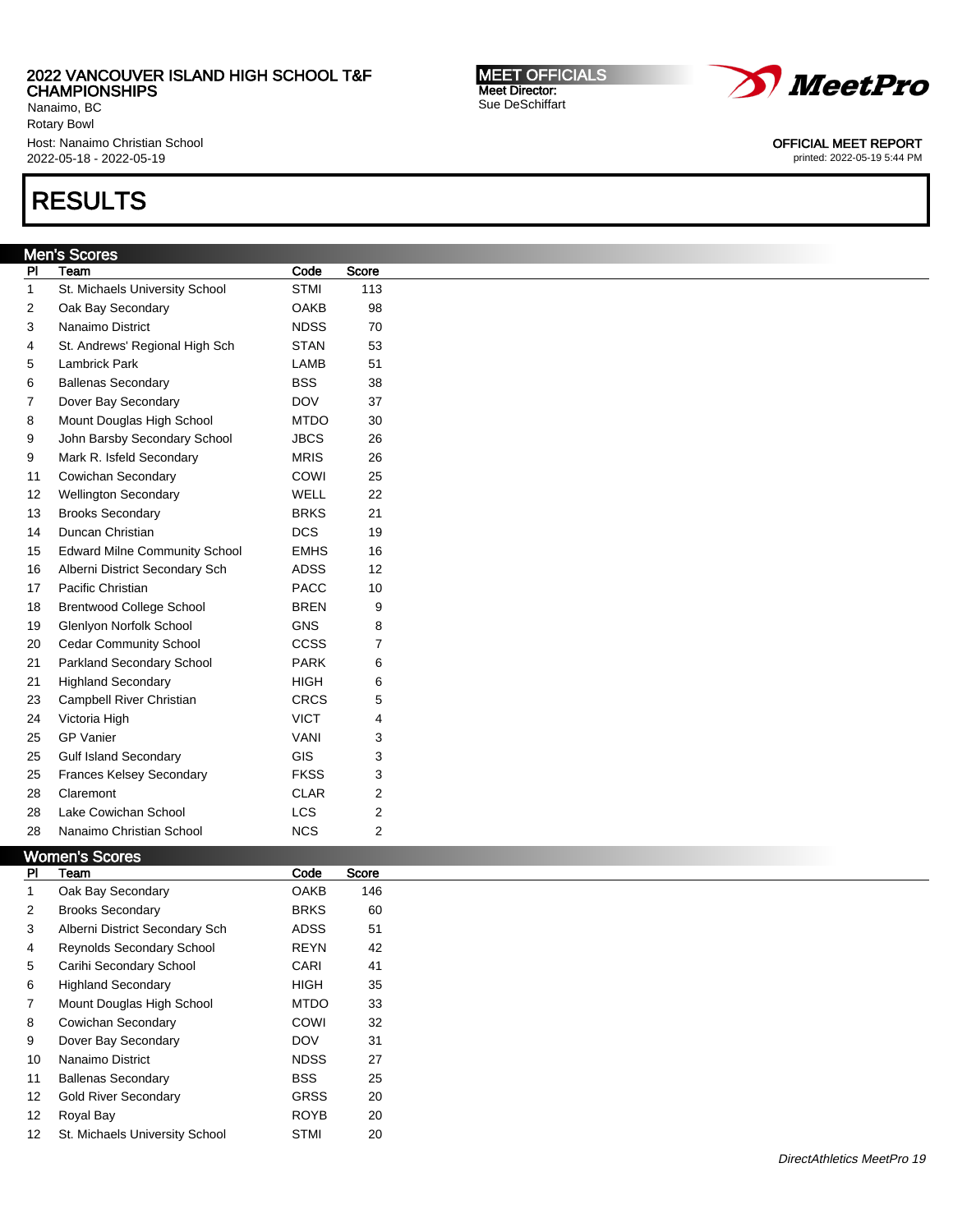2022 VANCOUVER ISLAND HIGH SCHOOL T&F CHAMPIONSHIPS
Nanaimo, BC
Rotary Bowl
Host: Nanaimo Christian School
2022-05-18 - 2022-05-19

MEET OFFICIALS
Meet Director:
Sue DeSchiffart

OFFICIAL MEET REPORT
printed: 2022-05-19 5:44 PM

# RESULTS

## Men's Scores

| Pl | Team | Code | Score |
|---|---|---|---|
| 1 | St. Michaels University School | STMI | 113 |
| 2 | Oak Bay Secondary | OAKB | 98 |
| 3 | Nanaimo District | NDSS | 70 |
| 4 | St. Andrews' Regional High Sch | STAN | 53 |
| 5 | Lambrick Park | LAMB | 51 |
| 6 | Ballenas Secondary | BSS | 38 |
| 7 | Dover Bay Secondary | DOV | 37 |
| 8 | Mount Douglas High School | MTDO | 30 |
| 9 | John Barsby Secondary School | JBCS | 26 |
| 9 | Mark R. Isfeld Secondary | MRIS | 26 |
| 11 | Cowichan Secondary | COWI | 25 |
| 12 | Wellington Secondary | WELL | 22 |
| 13 | Brooks Secondary | BRKS | 21 |
| 14 | Duncan Christian | DCS | 19 |
| 15 | Edward Milne Community School | EMHS | 16 |
| 16 | Alberni District Secondary Sch | ADSS | 12 |
| 17 | Pacific Christian | PACC | 10 |
| 18 | Brentwood College School | BREN | 9 |
| 19 | Glenlyon Norfolk School | GNS | 8 |
| 20 | Cedar Community School | CCSS | 7 |
| 21 | Parkland Secondary School | PARK | 6 |
| 21 | Highland Secondary | HIGH | 6 |
| 23 | Campbell River Christian | CRCS | 5 |
| 24 | Victoria High | VICT | 4 |
| 25 | GP Vanier | VANI | 3 |
| 25 | Gulf Island Secondary | GIS | 3 |
| 25 | Frances Kelsey Secondary | FKSS | 3 |
| 28 | Claremont | CLAR | 2 |
| 28 | Lake Cowichan School | LCS | 2 |
| 28 | Nanaimo Christian School | NCS | 2 |

## Women's Scores

| Pl | Team | Code | Score |
|---|---|---|---|
| 1 | Oak Bay Secondary | OAKB | 146 |
| 2 | Brooks Secondary | BRKS | 60 |
| 3 | Alberni District Secondary Sch | ADSS | 51 |
| 4 | Reynolds Secondary School | REYN | 42 |
| 5 | Carihi Secondary School | CARI | 41 |
| 6 | Highland Secondary | HIGH | 35 |
| 7 | Mount Douglas High School | MTDO | 33 |
| 8 | Cowichan Secondary | COWI | 32 |
| 9 | Dover Bay Secondary | DOV | 31 |
| 10 | Nanaimo District | NDSS | 27 |
| 11 | Ballenas Secondary | BSS | 25 |
| 12 | Gold River Secondary | GRSS | 20 |
| 12 | Royal Bay | ROYB | 20 |
| 12 | St. Michaels University School | STMI | 20 |

*DirectAthletics MeetPro 19*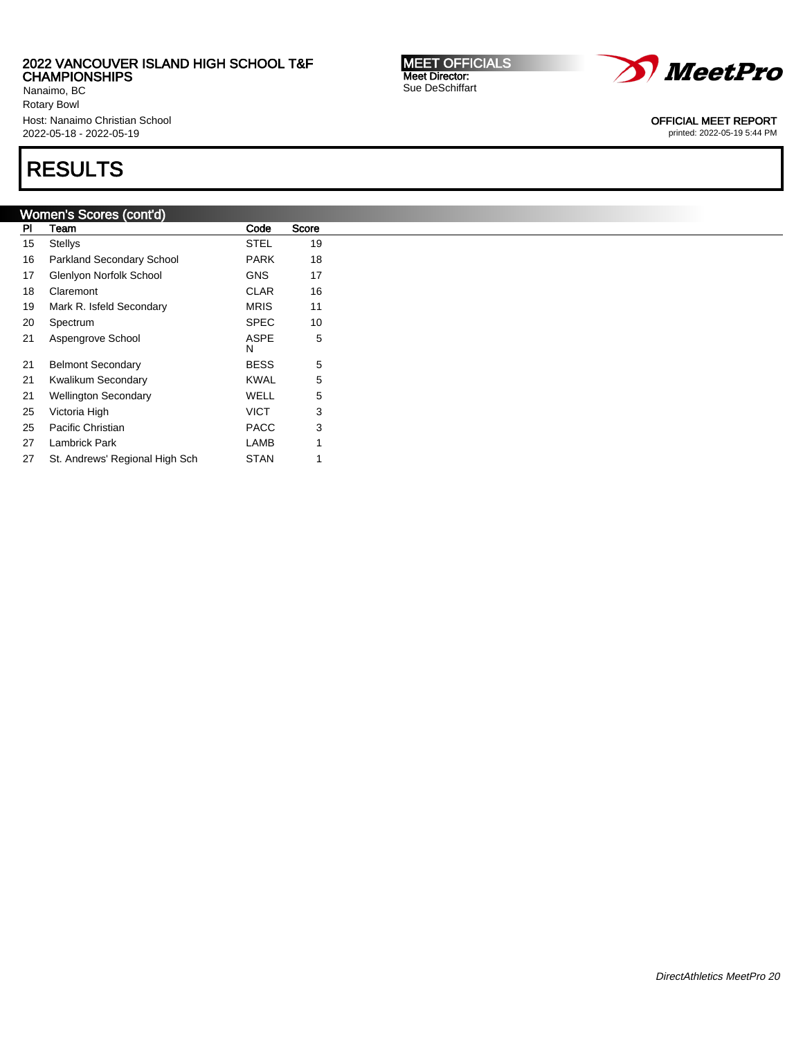# RESULTS

## Women's Scores (cont'd)

| Pl | Team | Code | Score |
|---|---|---|---|
| 15 | Stellys | STEL | 19 |
| 16 | Parkland Secondary School | PARK | 18 |
| 17 | Glenlyon Norfolk School | GNS | 17 |
| 18 | Claremont | CLAR | 16 |
| 19 | Mark R. Isfeld Secondary | MRIS | 11 |
| 20 | Spectrum | SPEC | 10 |
| 21 | Aspengrove School | ASPEN | 5 |
| 21 | Belmont Secondary | BESS | 5 |
| 21 | Kwalikum Secondary | KWAL | 5 |
| 21 | Wellington Secondary | WELL | 5 |
| 25 | Victoria High | VICT | 3 |
| 25 | Pacific Christian | PACC | 3 |
| 27 | Lambrick Park | LAMB | 1 |
| 27 | St. Andrews' Regional High Sch | STAN | 1 |